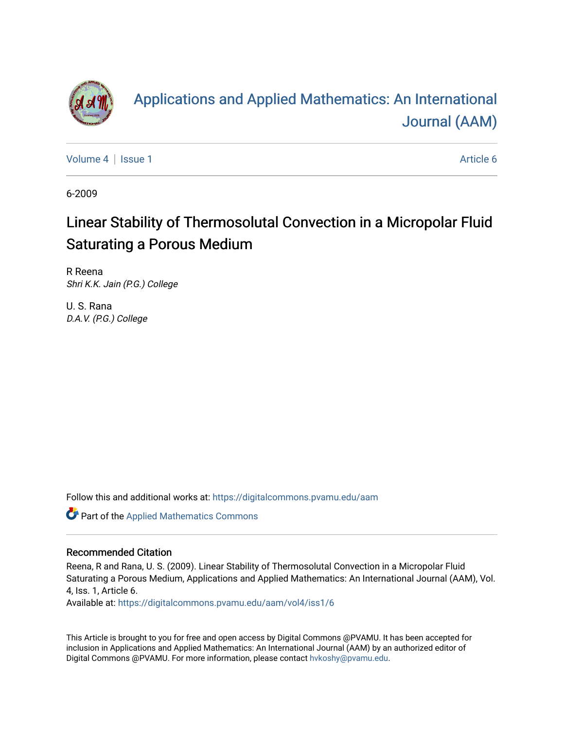# Applications and Applied Mathematics: An International Journal (AAM)

Volume 4 | Issue 1 Article 6

6-2009

## Linear Stability of Thermosolutal Convection in a Micropolar Fluid Saturating a Porous Medium

R Reena
*Shri K.K. Jain (P.G.) College*

U. S. Rana
*D.A.V. (P.G.) College*

Follow this and additional works at: https://digitalcommons.pvamu.edu/aam

Part of the Applied Mathematics Commons

### Recommended Citation

Reena, R and Rana, U. S. (2009). Linear Stability of Thermosolutal Convection in a Micropolar Fluid Saturating a Porous Medium, Applications and Applied Mathematics: An International Journal (AAM), Vol. 4, Iss. 1, Article 6.
Available at: https://digitalcommons.pvamu.edu/aam/vol4/iss1/6

This Article is brought to you for free and open access by Digital Commons @PVAMU. It has been accepted for inclusion in Applications and Applied Mathematics: An International Journal (AAM) by an authorized editor of Digital Commons @PVAMU. For more information, please contact hvkoshy@pvamu.edu.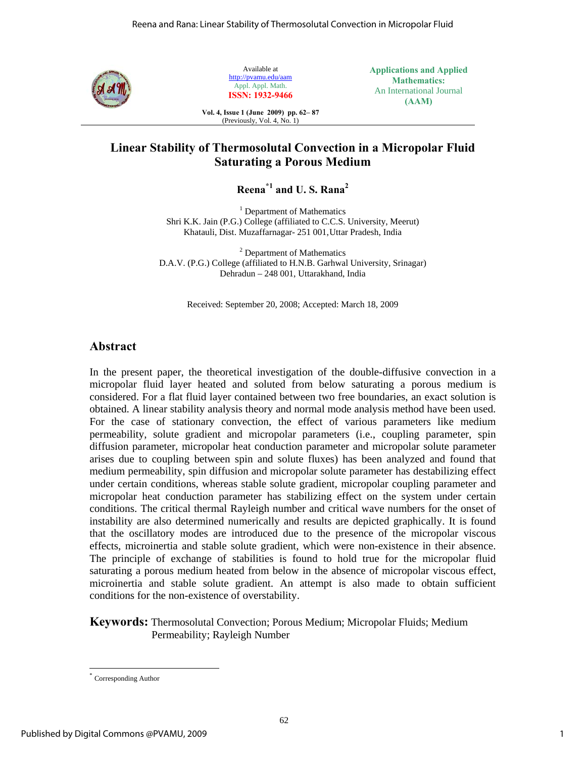# Linear Stability of Thermosolutal Convection in a Micropolar Fluid Saturating a Porous Medium

**Reena[*1] and U. S. Rana[2]**

[1] Department of Mathematics
Shri K.K. Jain (P.G.) College (affiliated to C.C.S. University, Meerut)
Khatauli, Dist. Muzaffarnagar- 251 001, Uttar Pradesh, India

[2] Department of Mathematics
D.A.V. (P.G.) College (affiliated to H.N.B. Garhwal University, Srinagar)
Dehradun – 248 001, Uttarakhand, India

Received: September 20, 2008; Accepted: March 18, 2009

## Abstract

In the present paper, the theoretical investigation of the double-diffusive convection in a micropolar fluid layer heated and soluted from below saturating a porous medium is considered. For a flat fluid layer contained between two free boundaries, an exact solution is obtained. A linear stability analysis theory and normal mode analysis method have been used. For the case of stationary convection, the effect of various parameters like medium permeability, solute gradient and micropolar parameters (i.e., coupling parameter, spin diffusion parameter, micropolar heat conduction parameter and micropolar solute parameter arises due to coupling between spin and solute fluxes) has been analyzed and found that medium permeability, spin diffusion and micropolar solute parameter has destabilizing effect under certain conditions, whereas stable solute gradient, micropolar coupling parameter and micropolar heat conduction parameter has stabilizing effect on the system under certain conditions. The critical thermal Rayleigh number and critical wave numbers for the onset of instability are also determined numerically and results are depicted graphically. It is found that the oscillatory modes are introduced due to the presence of the micropolar viscous effects, microinertia and stable solute gradient, which were non-existence in their absence. The principle of exchange of stabilities is found to hold true for the micropolar fluid saturating a porous medium heated from below in the absence of micropolar viscous effect, microinertia and stable solute gradient. An attempt is also made to obtain sufficient conditions for the non-existence of overstability.

**Keywords:** Thermosolutal Convection; Porous Medium; Micropolar Fluids; Medium Permeability; Rayleigh Number

---

[*] Corresponding Author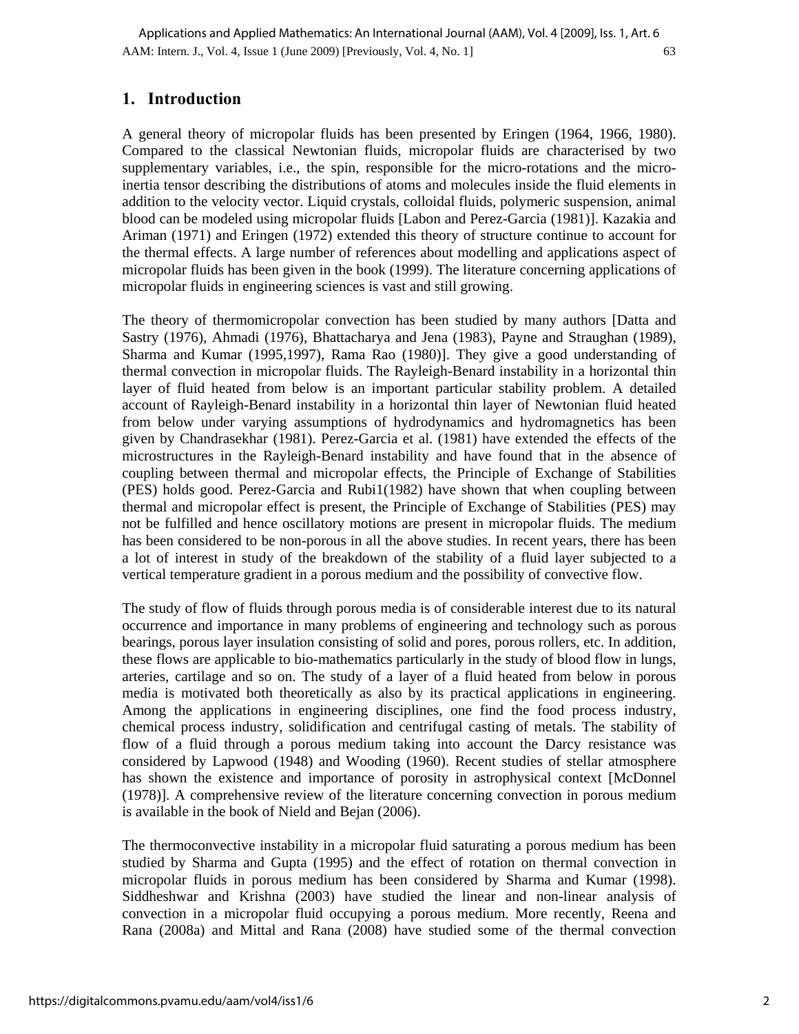## 1. Introduction

A general theory of micropolar fluids has been presented by Eringen (1964, 1966, 1980). Compared to the classical Newtonian fluids, micropolar fluids are characterised by two supplementary variables, i.e., the spin, responsible for the micro-rotations and the micro-inertia tensor describing the distributions of atoms and molecules inside the fluid elements in addition to the velocity vector. Liquid crystals, colloidal fluids, polymeric suspension, animal blood can be modeled using micropolar fluids [Labon and Perez-Garcia (1981)]. Kazakia and Ariman (1971) and Eringen (1972) extended this theory of structure continue to account for the thermal effects. A large number of references about modelling and applications aspect of micropolar fluids has been given in the book (1999). The literature concerning applications of micropolar fluids in engineering sciences is vast and still growing.

The theory of thermomicropolar convection has been studied by many authors [Datta and Sastry (1976), Ahmadi (1976), Bhattacharya and Jena (1983), Payne and Straughan (1989), Sharma and Kumar (1995,1997), Rama Rao (1980)]. They give a good understanding of thermal convection in micropolar fluids. The Rayleigh-Benard instability in a horizontal thin layer of fluid heated from below is an important particular stability problem. A detailed account of Rayleigh-Benard instability in a horizontal thin layer of Newtonian fluid heated from below under varying assumptions of hydrodynamics and hydromagnetics has been given by Chandrasekhar (1981). Perez-Garcia et al. (1981) have extended the effects of the microstructures in the Rayleigh-Benard instability and have found that in the absence of coupling between thermal and micropolar effects, the Principle of Exchange of Stabilities (PES) holds good. Perez-Garcia and Rubi1(1982) have shown that when coupling between thermal and micropolar effect is present, the Principle of Exchange of Stabilities (PES) may not be fulfilled and hence oscillatory motions are present in micropolar fluids. The medium has been considered to be non-porous in all the above studies. In recent years, there has been a lot of interest in study of the breakdown of the stability of a fluid layer subjected to a vertical temperature gradient in a porous medium and the possibility of convective flow.

The study of flow of fluids through porous media is of considerable interest due to its natural occurrence and importance in many problems of engineering and technology such as porous bearings, porous layer insulation consisting of solid and pores, porous rollers, etc. In addition, these flows are applicable to bio-mathematics particularly in the study of blood flow in lungs, arteries, cartilage and so on. The study of a layer of a fluid heated from below in porous media is motivated both theoretically as also by its practical applications in engineering. Among the applications in engineering disciplines, one find the food process industry, chemical process industry, solidification and centrifugal casting of metals. The stability of flow of a fluid through a porous medium taking into account the Darcy resistance was considered by Lapwood (1948) and Wooding (1960). Recent studies of stellar atmosphere has shown the existence and importance of porosity in astrophysical context [McDonnel (1978)]. A comprehensive review of the literature concerning convection in porous medium is available in the book of Nield and Bejan (2006).

The thermoconvective instability in a micropolar fluid saturating a porous medium has been studied by Sharma and Gupta (1995) and the effect of rotation on thermal convection in micropolar fluids in porous medium has been considered by Sharma and Kumar (1998). Siddheshwar and Krishna (2003) have studied the linear and non-linear analysis of convection in a micropolar fluid occupying a porous medium. More recently, Reena and Rana (2008a) and Mittal and Rana (2008) have studied some of the thermal convection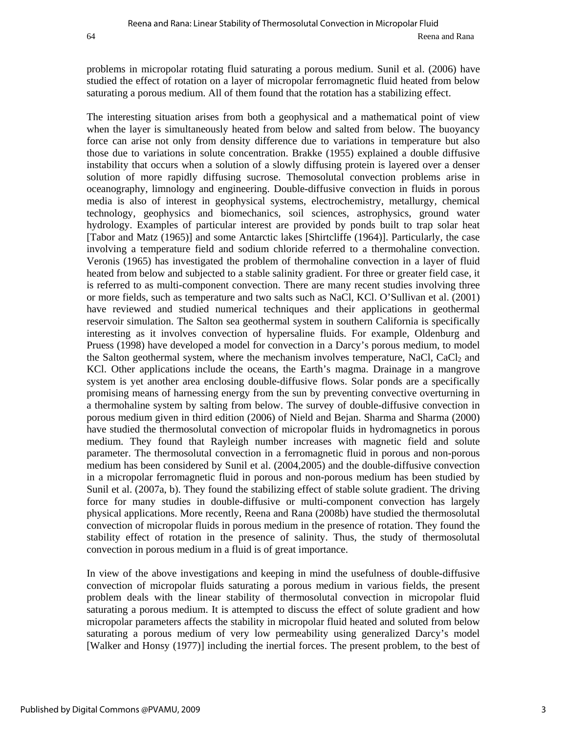problems in micropolar rotating fluid saturating a porous medium. Sunil et al. (2006) have studied the effect of rotation on a layer of micropolar ferromagnetic fluid heated from below saturating a porous medium. All of them found that the rotation has a stabilizing effect.

The interesting situation arises from both a geophysical and a mathematical point of view when the layer is simultaneously heated from below and salted from below. The buoyancy force can arise not only from density difference due to variations in temperature but also those due to variations in solute concentration. Brakke (1955) explained a double diffusive instability that occurs when a solution of a slowly diffusing protein is layered over a denser solution of more rapidly diffusing sucrose. Themosolutal convection problems arise in oceanography, limnology and engineering. Double-diffusive convection in fluids in porous media is also of interest in geophysical systems, electrochemistry, metallurgy, chemical technology, geophysics and biomechanics, soil sciences, astrophysics, ground water hydrology. Examples of particular interest are provided by ponds built to trap solar heat [Tabor and Matz (1965)] and some Antarctic lakes [Shirtcliffe (1964)]. Particularly, the case involving a temperature field and sodium chloride referred to a thermohaline convection. Veronis (1965) has investigated the problem of thermohaline convection in a layer of fluid heated from below and subjected to a stable salinity gradient. For three or greater field case, it is referred to as multi-component convection. There are many recent studies involving three or more fields, such as temperature and two salts such as NaCl, KCl. O'Sullivan et al. (2001) have reviewed and studied numerical techniques and their applications in geothermal reservoir simulation. The Salton sea geothermal system in southern California is specifically interesting as it involves convection of hypersaline fluids. For example, Oldenburg and Pruess (1998) have developed a model for convection in a Darcy's porous medium, to model the Salton geothermal system, where the mechanism involves temperature, NaCl, $CaCl_2$ and KCl. Other applications include the oceans, the Earth's magma. Drainage in a mangrove system is yet another area enclosing double-diffusive flows. Solar ponds are a specifically promising means of harnessing energy from the sun by preventing convective overturning in a thermohaline system by salting from below. The survey of double-diffusive convection in porous medium given in third edition (2006) of Nield and Bejan. Sharma and Sharma (2000) have studied the thermosolutal convection of micropolar fluids in hydromagnetics in porous medium. They found that Rayleigh number increases with magnetic field and solute parameter. The thermosolutal convection in a ferromagnetic fluid in porous and non-porous medium has been considered by Sunil et al. (2004,2005) and the double-diffusive convection in a micropolar ferromagnetic fluid in porous and non-porous medium has been studied by Sunil et al. (2007a, b). They found the stabilizing effect of stable solute gradient. The driving force for many studies in double-diffusive or multi-component convection has largely physical applications. More recently, Reena and Rana (2008b) have studied the thermosolutal convection of micropolar fluids in porous medium in the presence of rotation. They found the stability effect of rotation in the presence of salinity. Thus, the study of thermosolutal convection in porous medium in a fluid is of great importance.

In view of the above investigations and keeping in mind the usefulness of double-diffusive convection of micropolar fluids saturating a porous medium in various fields, the present problem deals with the linear stability of thermosolutal convection in micropolar fluid saturating a porous medium. It is attempted to discuss the effect of solute gradient and how micropolar parameters affects the stability in micropolar fluid heated and soluted from below saturating a porous medium of very low permeability using generalized Darcy's model [Walker and Honsy (1977)] including the inertial forces. The present problem, to the best of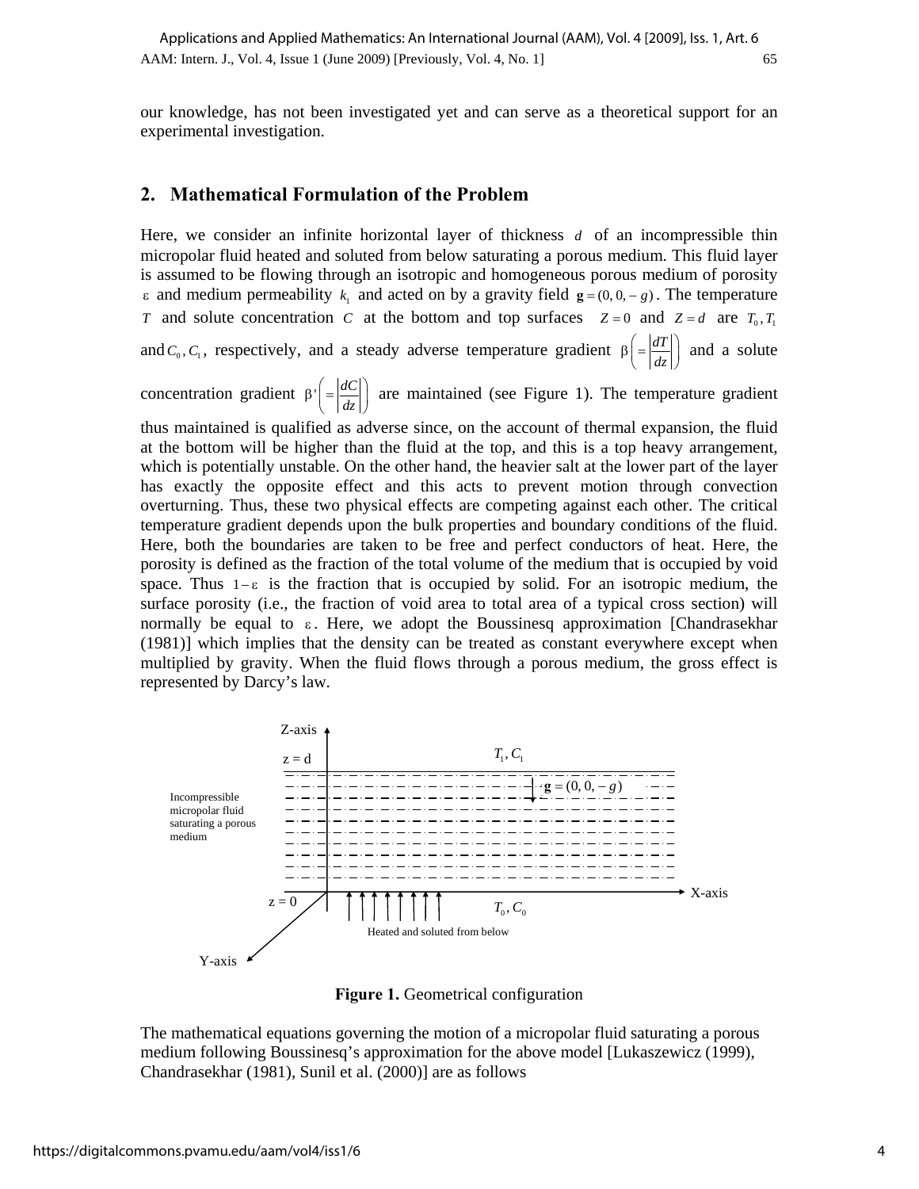our knowledge, has not been investigated yet and can serve as a theoretical support for an experimental investigation.

## 2. Mathematical Formulation of the Problem

Here, we consider an infinite horizontal layer of thickness $d$ of an incompressible thin micropolar fluid heated and soluted from below saturating a porous medium. This fluid layer is assumed to be flowing through an isotropic and homogeneous porous medium of porosity $\varepsilon$ and medium permeability $k_1$ and acted on by a gravity field $\mathbf{g} = (0, 0, -g)$. The temperature $T$ and solute concentration $C$ at the bottom and top surfaces $Z = 0$ and $Z = d$ are $T_0, T_1$ and $C_0, C_1$, respectively, and a steady adverse temperature gradient $\beta \left( = \left| \frac{dT}{dz} \right| \right)$ and a solute concentration gradient $\beta' \left( = \left| \frac{dC}{dz} \right| \right)$ are maintained (see Figure 1). The temperature gradient thus maintained is qualified as adverse since, on the account of thermal expansion, the fluid at the bottom will be higher than the fluid at the top, and this is a top heavy arrangement, which is potentially unstable. On the other hand, the heavier salt at the lower part of the layer has exactly the opposite effect and this acts to prevent motion through convection overturning. Thus, these two physical effects are competing against each other. The critical temperature gradient depends upon the bulk properties and boundary conditions of the fluid. Here, both the boundaries are taken to be free and perfect conductors of heat. Here, the porosity is defined as the fraction of the total volume of the medium that is occupied by void space. Thus $1-\varepsilon$ is the fraction that is occupied by solid. For an isotropic medium, the surface porosity (i.e., the fraction of void area to total area of a typical cross section) will normally be equal to $\varepsilon$. Here, we adopt the Boussinesq approximation [Chandrasekhar (1981)] which implies that the density can be treated as constant everywhere except when multiplied by gravity. When the fluid flows through a porous medium, the gross effect is represented by Darcy's law.

**Figure 1.** Geometrical configuration

The mathematical equations governing the motion of a micropolar fluid saturating a porous medium following Boussinesq's approximation for the above model [Lukaszewicz (1999), Chandrasekhar (1981), Sunil et al. (2000)] are as follows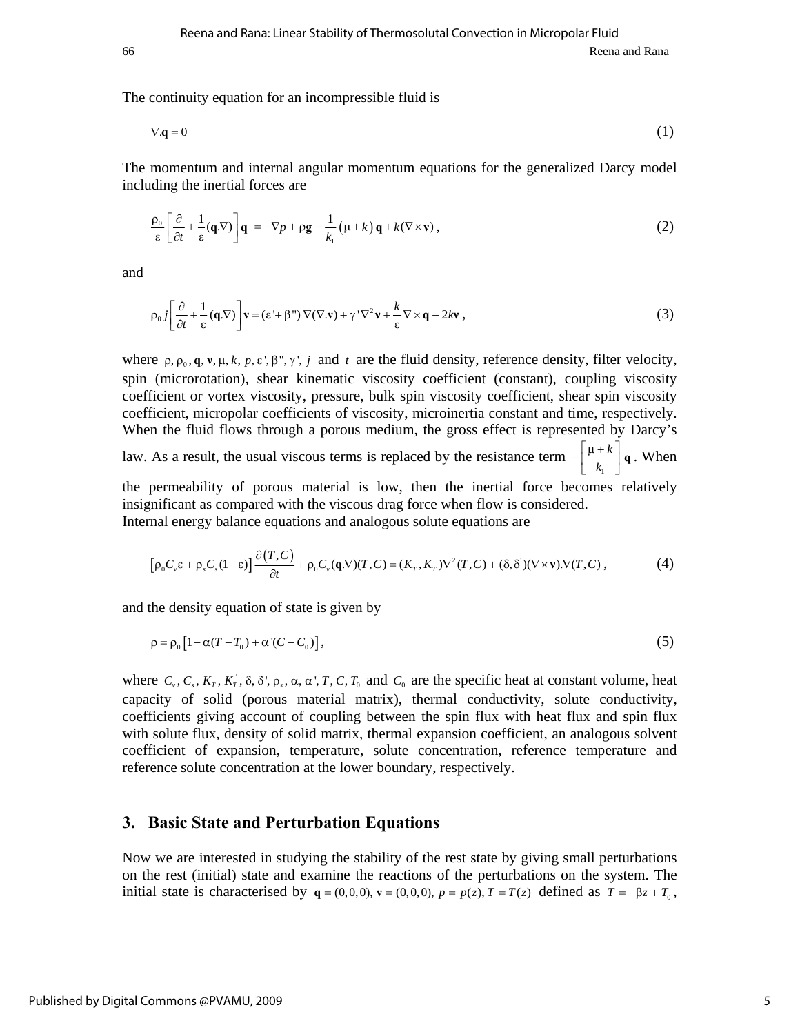The continuity equation for an incompressible fluid is

$$\nabla.\mathbf{q} = 0 \tag{1}$$

The momentum and internal angular momentum equations for the generalized Darcy model including the inertial forces are

$$\frac{\rho_0}{\varepsilon}\left[\frac{\partial}{\partial t} + \frac{1}{\varepsilon}(\mathbf{q}.\nabla)\right]\mathbf{q} = -\nabla p + \rho\mathbf{g} - \frac{1}{k_1}(\mu + k)\,\mathbf{q} + k(\nabla\times\mathbf{v}), \tag{2}$$

and

$$\rho_0 j\left[\frac{\partial}{\partial t} + \frac{1}{\varepsilon}(\mathbf{q}.\nabla)\right]\mathbf{v} = (\varepsilon' + \beta'')\,\nabla(\nabla.\mathbf{v}) + \gamma'\nabla^2\mathbf{v} + \frac{k}{\varepsilon}\nabla\times\mathbf{q} - 2k\mathbf{v}, \tag{3}$$

where $\rho, \rho_0, \mathbf{q}, \mathbf{v}, \mu, k, p, \varepsilon', \beta'', \gamma', j$ and $t$ are the fluid density, reference density, filter velocity, spin (microrotation), shear kinematic viscosity coefficient (constant), coupling viscosity coefficient or vortex viscosity, pressure, bulk spin viscosity coefficient, shear spin viscosity coefficient, micropolar coefficients of viscosity, microinertia constant and time, respectively. When the fluid flows through a porous medium, the gross effect is represented by Darcy's law. As a result, the usual viscous terms is replaced by the resistance term $-\left[\frac{\mu + k}{k_1}\right]\mathbf{q}$. When the permeability of porous material is low, then the inertial force becomes relatively insignificant as compared with the viscous drag force when flow is considered.
Internal energy balance equations and analogous solute equations are

$$\left[\rho_0 C_v \varepsilon + \rho_s C_s(1-\varepsilon)\right]\frac{\partial(T,C)}{\partial t} + \rho_0 C_v(\mathbf{q}.\nabla)(T,C) = (K_T, K_T^{'})\nabla^2(T,C) + (\delta, \delta^{'})(\nabla\times\mathbf{v}).\nabla(T,C), \tag{4}$$

and the density equation of state is given by

$$\rho = \rho_0\left[1 - \alpha(T - T_0) + \alpha'(C - C_0)\right], \tag{5}$$

where $C_v, C_s, K_T, K_T^{'}, \delta, \delta', \rho_s, \alpha, \alpha', T, C, T_0$ and $C_0$ are the specific heat at constant volume, heat capacity of solid (porous material matrix), thermal conductivity, solute conductivity, coefficients giving account of coupling between the spin flux with heat flux and spin flux with solute flux, density of solid matrix, thermal expansion coefficient, an analogous solvent coefficient of expansion, temperature, solute concentration, reference temperature and reference solute concentration at the lower boundary, respectively.

## 3. Basic State and Perturbation Equations

Now we are interested in studying the stability of the rest state by giving small perturbations on the rest (initial) state and examine the reactions of the perturbations on the system. The initial state is characterised by $\mathbf{q} = (0,0,0),\ \mathbf{v} = (0,0,0),\ p = p(z),\ T = T(z)$ defined as $T = -\beta z + T_0$,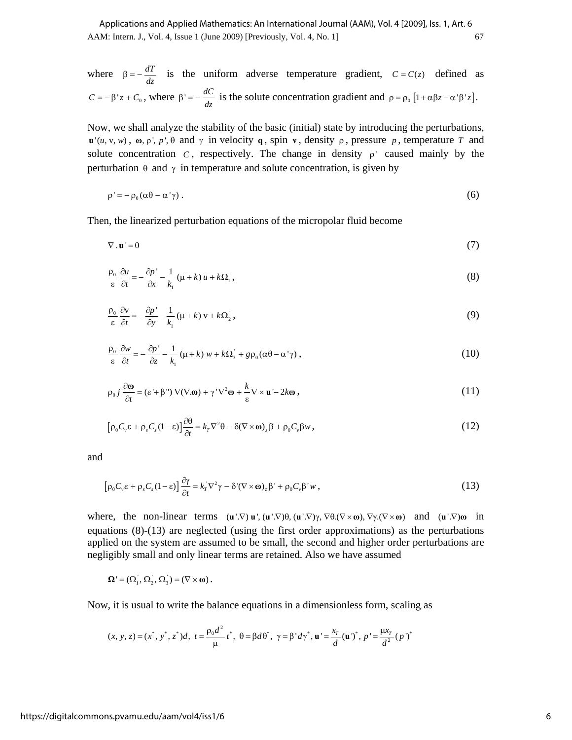where $\beta = -\frac{dT}{dz}$ is the uniform adverse temperature gradient, $C = C(z)$ defined as $C = -\beta' z + C_0$, where $\beta' = -\frac{dC}{dz}$ is the solute concentration gradient and $\rho = \rho_0 \left[1 + \alpha\beta z - \alpha'\beta' z\right]$.

Now, we shall analyze the stability of the basic (initial) state by introducing the perturbations, $\mathbf{u}'(u, \mathrm{v}, w)$, $\boldsymbol{\omega}, \rho', p', \theta$ and $\gamma$ in velocity $\mathbf{q}$, spin $\mathbf{v}$, density $\rho$, pressure $p$, temperature $T$ and solute concentration $C$, respectively. The change in density $\rho'$ caused mainly by the perturbation $\theta$ and $\gamma$ in temperature and solute concentration, is given by

$$\rho' = -\rho_0 (\alpha\theta - \alpha'\gamma) . \tag{6}$$

Then, the linearized perturbation equations of the micropolar fluid become

$$\nabla . \mathbf{u}' = 0 \tag{7}$$

$$\frac{\rho_0}{\varepsilon}\frac{\partial u}{\partial t} = -\frac{\partial p'}{\partial x} - \frac{1}{k_1}(\mu + k)\, u + k\Omega_1^{'} , \tag{8}$$

$$\frac{\rho_0}{\varepsilon}\frac{\partial \mathrm{v}}{\partial t} = -\frac{\partial p'}{\partial y} - \frac{1}{k_1}(\mu + k)\, \mathrm{v} + k\Omega_2^{'} , \tag{9}$$

$$\frac{\rho_0}{\varepsilon}\frac{\partial w}{\partial t} = -\frac{\partial p'}{\partial z} - \frac{1}{k_1}(\mu + k)\, w + k\Omega_3^{'} + g\rho_0(\alpha\theta - \alpha'\gamma) , \tag{10}$$

$$\rho_0 j \frac{\partial \boldsymbol{\omega}}{\partial t} = (\varepsilon' + \beta'')\, \nabla(\nabla . \boldsymbol{\omega}) + \gamma' \nabla^2 \boldsymbol{\omega} + \frac{k}{\varepsilon} \nabla \times \mathbf{u}' - 2k\boldsymbol{\omega} , \tag{11}$$

$$\left[\rho_0 C_v \varepsilon + \rho_s C_s (1 - \varepsilon)\right] \frac{\partial \theta}{\partial t} = k_T \nabla^2 \theta - \delta(\nabla \times \boldsymbol{\omega})_z \beta + \rho_0 C_v \beta w , \tag{12}$$

and

$$\left[\rho_0 C_v \varepsilon + \rho_s C_s (1 - \varepsilon)\right] \frac{\partial \gamma}{\partial t} = k_T^{'} \nabla^2 \gamma - \delta'(\nabla \times \boldsymbol{\omega})_z \beta' + \rho_0 C_v \beta' w , \tag{13}$$

where, the non-linear terms $(\mathbf{u}'.\nabla)\, \mathbf{u}', (\mathbf{u}'.\nabla)\theta, (\mathbf{u}'.\nabla)\gamma, \nabla\theta.(\nabla \times \boldsymbol{\omega}), \nabla\gamma.(\nabla \times \boldsymbol{\omega})$ and $(\mathbf{u}'.\nabla)\boldsymbol{\omega}$ in equations (8)-(13) are neglected (using the first order approximations) as the perturbations applied on the system are assumed to be small, the second and higher order perturbations are negligibly small and only linear terms are retained. Also we have assumed

$$\boldsymbol{\Omega}' = (\Omega_1^{'}, \Omega_2^{'}, \Omega_3^{'}) = (\nabla \times \boldsymbol{\omega}) .$$

Now, it is usual to write the balance equations in a dimensionless form, scaling as

$$(x, y, z) = (x^*, y^*, z^*)d,\ t = \frac{\rho_0 d^2}{\mu} t^*,\ \theta = \beta d \theta^*,\ \gamma = \beta' d \gamma^*, \mathbf{u}' = \frac{x_T}{d}(\mathbf{u}')^*,\ p' = \frac{\mu x_T}{d^2}(p')^*$$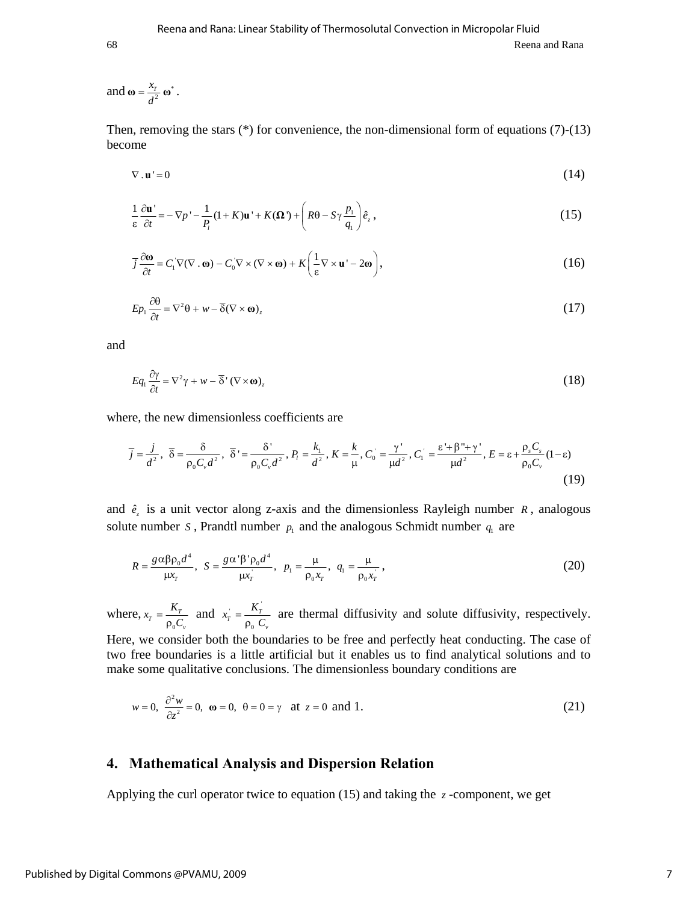and $\boldsymbol{\omega} = \dfrac{x_T}{d^2}\,\boldsymbol{\omega}^*$.

Then, removing the stars (*) for convenience, the non-dimensional form of equations (7)-(13) become

$$\nabla \,.\, \mathbf{u}' = 0 \tag{14}$$

$$\frac{1}{\varepsilon}\frac{\partial \mathbf{u}'}{\partial t} = -\nabla p' - \frac{1}{P_l}(1+K)\mathbf{u}' + K(\boldsymbol{\Omega}') + \left(R\theta - S\gamma\frac{p_1}{q_1}\right)\hat{e}_z\,, \tag{15}$$

$$\bar{j}\,\frac{\partial \boldsymbol{\omega}}{\partial t} = C_1'\nabla(\nabla\,.\,\boldsymbol{\omega}) - C_0'\nabla\times(\nabla\times\boldsymbol{\omega}) + K\left(\frac{1}{\varepsilon}\nabla\times\mathbf{u}' - 2\boldsymbol{\omega}\right), \tag{16}$$

$$Ep_1\frac{\partial \theta}{\partial t} = \nabla^2\theta + w - \bar{\delta}(\nabla\times\boldsymbol{\omega})_z \tag{17}$$

and

$$Eq_1\frac{\partial \gamma}{\partial t} = \nabla^2\gamma + w - \bar{\delta}'\,(\nabla\times\boldsymbol{\omega})_z \tag{18}$$

where, the new dimensionless coefficients are

$$\bar{j} = \frac{j}{d^2}\,,\ \bar{\delta} = \frac{\delta}{\rho_0 C_v d^2}\,,\ \bar{\delta}' = \frac{\delta'}{\rho_0 C_v d^2}\,, P_l = \frac{k_1}{d^2}\,, K = \frac{k}{\mu}\,, C_0' = \frac{\gamma'}{\mu d^2}\,, C_1' = \frac{\varepsilon' + \beta'' + \gamma'}{\mu d^2}\,, E = \varepsilon + \frac{\rho_s C_s}{\rho_0 C_v}(1-\varepsilon) \tag{19}$$

and $\hat{e}_z$ is a unit vector along z-axis and the dimensionless Rayleigh number $R$, analogous solute number $S$, Prandtl number $p_1$ and the analogous Schmidt number $q_1$ are

$$R = \frac{g\alpha\beta\rho_0 d^4}{\mu x_T},\ \ S = \frac{g\alpha'\beta'\rho_0 d^4}{\mu x_T'},\ \ p_1 = \frac{\mu}{\rho_0 x_T},\ \ q_1 = \frac{\mu}{\rho_0 x_T'}\,, \tag{20}$$

where, $x_T = \dfrac{K_T}{\rho_0 C_v}$ and $x_T' = \dfrac{K_T'}{\rho_0\ C_v}$ are thermal diffusivity and solute diffusivity, respectively. Here, we consider both the boundaries to be free and perfectly heat conducting. The case of two free boundaries is a little artificial but it enables us to find analytical solutions and to make some qualitative conclusions. The dimensionless boundary conditions are

$$w = 0,\ \frac{\partial^2 w}{\partial z^2} = 0,\ \boldsymbol{\omega} = 0,\ \theta = 0 = \gamma \ \text{ at } z = 0 \text{ and } 1. \tag{21}$$

## 4. Mathematical Analysis and Dispersion Relation

Applying the curl operator twice to equation (15) and taking the $z$-component, we get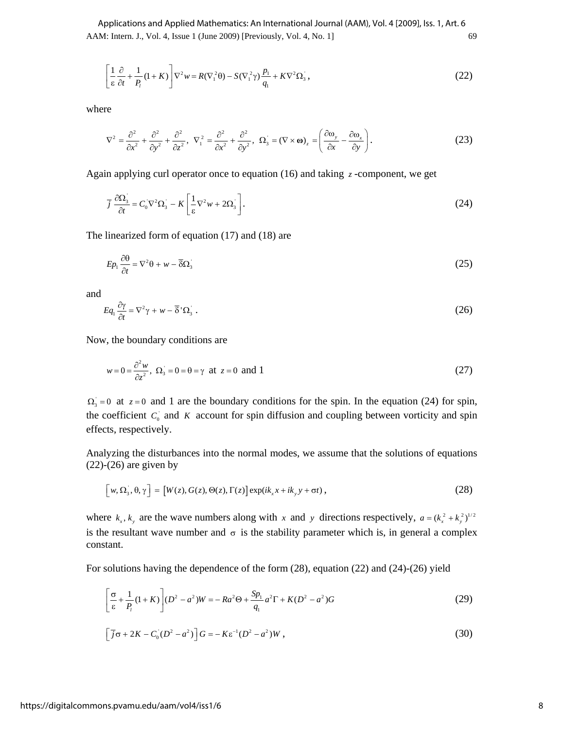$$\left[\frac{1}{\varepsilon}\frac{\partial}{\partial t}+\frac{1}{P_l}(1+K)\right]\nabla^2 w = R(\nabla_1^2\theta) - S(\nabla_1^2\gamma)\frac{p_1}{q_1} + K\nabla^2\Omega_3^{'}, \tag{22}$$

where

$$\nabla^2 = \frac{\partial^2}{\partial x^2}+\frac{\partial^2}{\partial y^2}+\frac{\partial^2}{\partial z^2},\ \nabla_1^2 = \frac{\partial^2}{\partial x^2}+\frac{\partial^2}{\partial y^2},\ \Omega_3^{'} = (\nabla\times\boldsymbol{\omega})_z = \left(\frac{\partial\omega_y}{\partial x}-\frac{\partial\omega_x}{\partial y}\right). \tag{23}$$

Again applying curl operator once to equation (16) and taking $z$ -component, we get

$$\bar{j}\,\frac{\partial\Omega_3^{'}}{\partial t} = C_0^{'}\nabla^2\Omega_3^{'} - K\left[\frac{1}{\varepsilon}\nabla^2 w + 2\Omega_3^{'}\right]. \tag{24}$$

The linearized form of equation (17) and (18) are

$$Ep_1\frac{\partial\theta}{\partial t} = \nabla^2\theta + w - \bar{\delta}\Omega_3^{'} \tag{25}$$

and

$$Eq_1\frac{\partial\gamma}{\partial t} = \nabla^2\gamma + w - \bar{\delta}'\Omega_3^{'}\ . \tag{26}$$

Now, the boundary conditions are

$$w = 0 = \frac{\partial^2 w}{\partial z^2},\ \Omega_3^{'} = 0 = \theta = \gamma \ \text{ at } \ z=0 \ \text{ and } 1 \tag{27}$$

$\Omega_3^{'}=0$ at $z=0$ and 1 are the boundary conditions for the spin. In the equation (24) for spin, the coefficient $C_0^{'}$ and $K$ account for spin diffusion and coupling between vorticity and spin effects, respectively.

Analyzing the disturbances into the normal modes, we assume that the solutions of equations (22)-(26) are given by

$$\left[w, \Omega_3^{'}, \theta, \gamma\right] = \left[W(z), G(z), \Theta(z), \Gamma(z)\right]\exp(ik_x x + ik_y y + \sigma t)\,, \tag{28}$$

where $k_x, k_y$ are the wave numbers along with $x$ and $y$ directions respectively, $a=(k_x^2+k_y^2)^{1/2}$ is the resultant wave number and $\sigma$ is the stability parameter which is, in general a complex constant.

For solutions having the dependence of the form (28), equation (22) and (24)-(26) yield

$$\left[\frac{\sigma}{\varepsilon}+\frac{1}{P_l}(1+K)\right](D^2-a^2)W = -Ra^2\Theta + \frac{Sp_1}{q_1}a^2\Gamma + K(D^2-a^2)G \tag{29}$$

$$\left[\bar{j}\sigma + 2K - C_0^{'}(D^2-a^2)\right]G = -K\varepsilon^{-1}(D^2-a^2)W\,, \tag{30}$$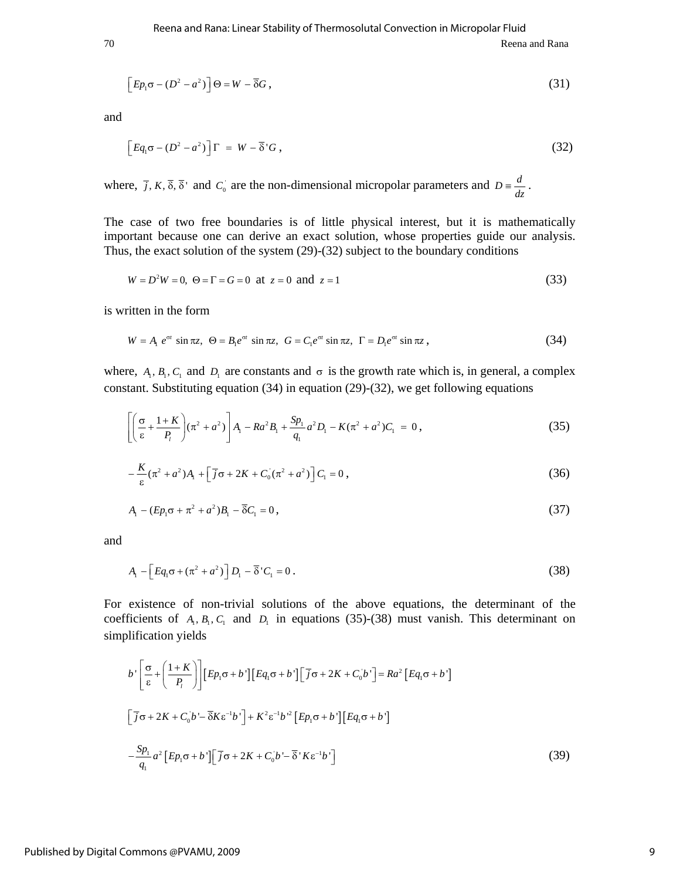$$\left[Ep_1\sigma - (D^2 - a^2)\right]\Theta = W - \overline{\delta}G\,, \tag{31}$$

and

$$\left[Eq_1\sigma - (D^2 - a^2)\right]\Gamma \;=\; W - \overline{\delta}\,'G\,, \tag{32}$$

where, $\overline{j}, K, \overline{\delta}, \overline{\delta}\,'$ and $C_0^{'}$ are the non-dimensional micropolar parameters and $D \equiv \dfrac{d}{dz}$.

The case of two free boundaries is of little physical interest, but it is mathematically important because one can derive an exact solution, whose properties guide our analysis. Thus, the exact solution of the system (29)-(32) subject to the boundary conditions

$$W = D^2W = 0,\;\; \Theta = \Gamma = G = 0 \;\text{ at }\; z = 0 \;\text{ and }\; z = 1 \tag{33}$$

is written in the form

$$W = A_1\, e^{\sigma t}\sin \pi z,\;\; \Theta = B_1 e^{\sigma t}\sin \pi z,\;\; G = C_1 e^{\sigma t}\sin \pi z,\;\; \Gamma = D_1 e^{\sigma t}\sin \pi z\,, \tag{34}$$

where, $A_1, B_1, C_1$ and $D_1$ are constants and $\sigma$ is the growth rate which is, in general, a complex constant. Substituting equation (34) in equation (29)-(32), we get following equations

$$\left[\left(\frac{\sigma}{\varepsilon} + \frac{1+K}{P_l}\right)(\pi^2 + a^2)\right]A_1 - Ra^2 B_1 + \frac{Sp_1}{q_1}a^2 D_1 - K(\pi^2 + a^2)C_1 \;=\; 0\,, \tag{35}$$

$$-\frac{K}{\varepsilon}(\pi^2 + a^2)A_1 + \left[\overline{j}\sigma + 2K + C_0^{'}(\pi^2 + a^2)\right]C_1 = 0\,, \tag{36}$$

$$A_1 - (Ep_1\sigma + \pi^2 + a^2)B_1 - \overline{\delta}C_1 = 0\,, \tag{37}$$

and

$$A_1 - \left[Eq_1\sigma + (\pi^2 + a^2)\right]D_1 - \overline{\delta}\,'C_1 = 0\,. \tag{38}$$

For existence of non-trivial solutions of the above equations, the determinant of the coefficients of $A_1, B_1, C_1$ and $D_1$ in equations (35)-(38) must vanish. This determinant on simplification yields

$$\begin{aligned}
&b'\left[\frac{\sigma}{\varepsilon} + \left(\frac{1+K}{P_l}\right)\right]\left[Ep_1\sigma + b'\right]\left[Eq_1\sigma + b'\right]\left[\overline{j}\sigma + 2K + C_0^{'}b'\right] = Ra^2\left[Eq_1\sigma + b'\right] \\
&\left[\overline{j}\sigma + 2K + C_0^{'}b' - \overline{\delta}K\varepsilon^{-1}b'\right] + K^2\varepsilon^{-1}b'^2\left[Ep_1\sigma + b'\right]\left[Eq_1\sigma + b'\right] \\
&-\frac{Sp_1}{q_1}a^2\left[Ep_1\sigma + b'\right]\left[\overline{j}\sigma + 2K + C_0^{'}b' - \overline{\delta}\,'K\varepsilon^{-1}b'\right]
\end{aligned} \tag{39}$$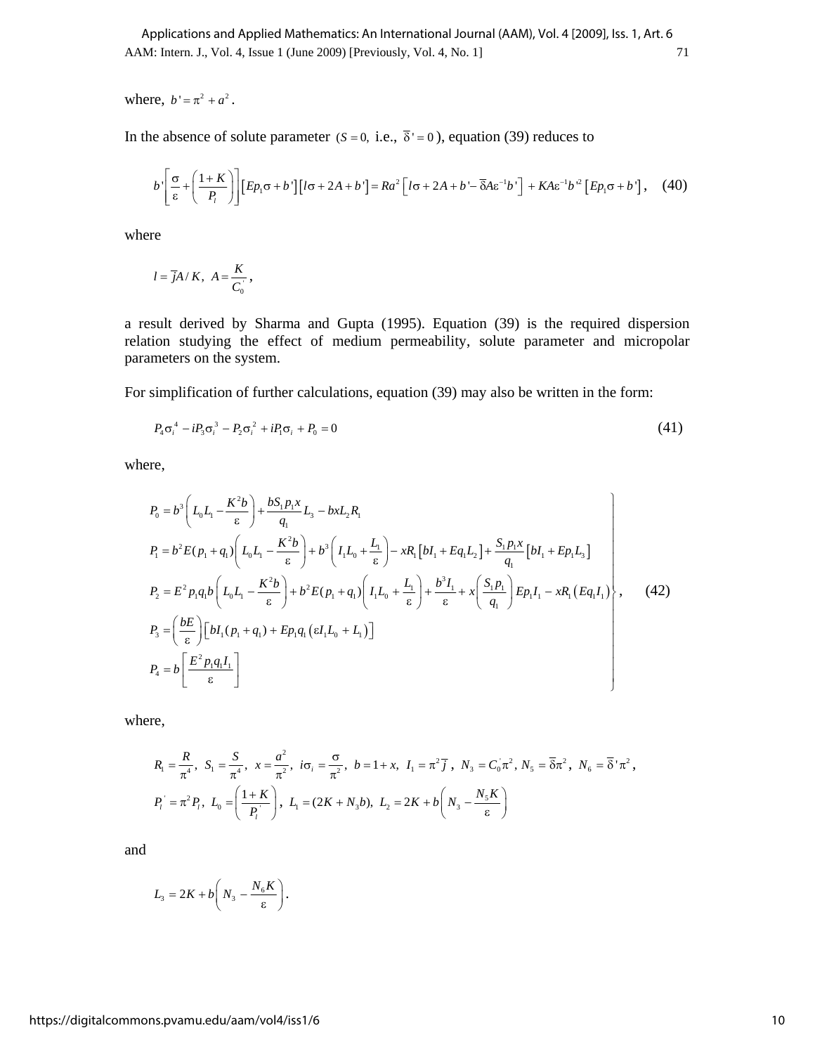where, $b' = \pi^2 + a^2$.

In the absence of solute parameter $(S = 0,$ i.e., $\bar{\delta}' = 0)$, equation (39) reduces to

$$b'\left[\frac{\sigma}{\varepsilon} + \left(\frac{1+K}{P_l}\right)\right]\left[Ep_1\sigma + b'\right]\left[l\sigma + 2A + b'\right] = Ra^2\left[l\sigma + 2A + b' - \bar{\delta}A\varepsilon^{-1}b'\right] + KA\varepsilon^{-1}b'^2\left[Ep_1\sigma + b'\right], \quad (40)$$

where

$$l = \bar{j}A/K, \;\; A = \frac{K}{C_0^{'}},$$

a result derived by Sharma and Gupta (1995). Equation (39) is the required dispersion relation studying the effect of medium permeability, solute parameter and micropolar parameters on the system.

For simplification of further calculations, equation (39) may also be written in the form:

$$P_4\sigma_i^4 - iP_3\sigma_i^3 - P_2\sigma_i^2 + iP_1\sigma_i + P_0 = 0 \quad (41)$$

where,

$$\left.\begin{aligned}
P_0 &= b^3\left(L_0L_1 - \frac{K^2b}{\varepsilon}\right) + \frac{bS_1p_1x}{q_1}L_3 - bxL_2R_1 \\
P_1 &= b^2E(p_1+q_1)\left(L_0L_1 - \frac{K^2b}{\varepsilon}\right) + b^3\left(I_1L_0 + \frac{L_1}{\varepsilon}\right) - xR_1\left[bI_1 + Eq_1L_2\right] + \frac{S_1p_1x}{q_1}\left[bI_1 + Ep_1L_3\right] \\
P_2 &= E^2p_1q_1b\left(L_0L_1 - \frac{K^2b}{\varepsilon}\right) + b^2E(p_1+q_1)\left(I_1L_0 + \frac{L_1}{\varepsilon}\right) + \frac{b^3I_1}{\varepsilon} + x\left(\frac{S_1p_1}{q_1}\right)Ep_1I_1 - xR_1\left(Eq_1I_1\right) \\
P_3 &= \left(\frac{bE}{\varepsilon}\right)\left[bI_1(p_1+q_1) + Ep_1q_1\left(\varepsilon I_1L_0 + L_1\right)\right] \\
P_4 &= b\left[\frac{E^2p_1q_1I_1}{\varepsilon}\right]
\end{aligned}\right\}, \quad (42)$$

where,

$$R_1 = \frac{R}{\pi^4},\; S_1 = \frac{S}{\pi^4},\; x = \frac{a^2}{\pi^2},\; i\sigma_i = \frac{\sigma}{\pi^2},\; b = 1+x,\; I_1 = \pi^2\bar{j},\; N_3 = C_0^{'}\pi^2,\; N_5 = \bar{\delta}\pi^2,\; N_6 = \bar{\delta}'\pi^2,$$

$$P_l^{'} = \pi^2P_l,\; L_0 = \left(\frac{1+K}{P_l^{'}}\right),\; L_1 = (2K + N_3b),\; L_2 = 2K + b\left(N_3 - \frac{N_5K}{\varepsilon}\right)$$

and

$$L_3 = 2K + b\left(N_3 - \frac{N_6K}{\varepsilon}\right).$$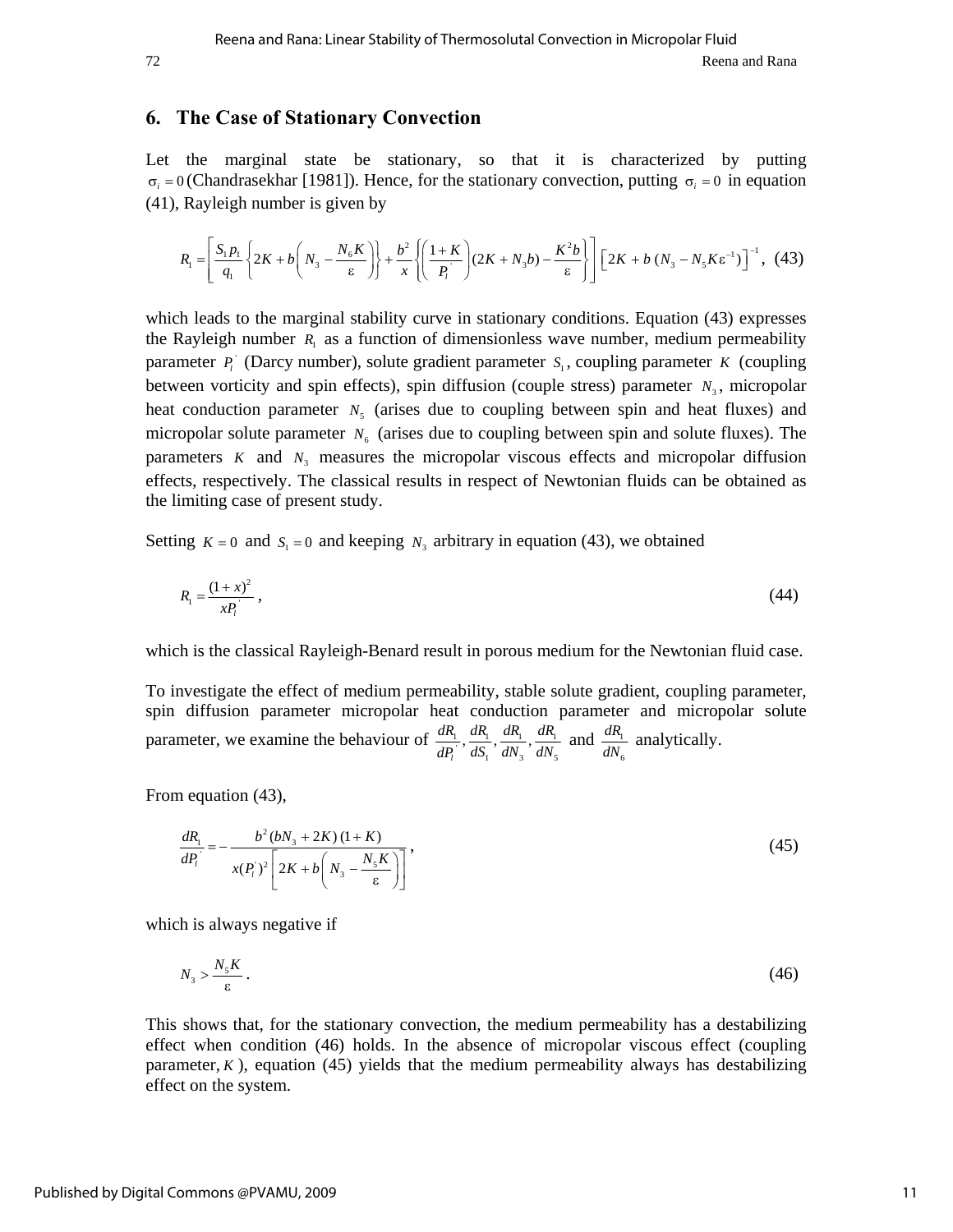## 6. The Case of Stationary Convection

Let the marginal state be stationary, so that it is characterized by putting $\sigma_i = 0$ (Chandrasekhar [1981]). Hence, for the stationary convection, putting $\sigma_i = 0$ in equation (41), Rayleigh number is given by

$$R_1 = \left[ \frac{S_1 p_1}{q_1} \left\{ 2K + b\left( N_3 - \frac{N_6 K}{\varepsilon} \right) \right\} + \frac{b^2}{x} \left\{ \left( \frac{1+K}{P_l^{'}} \right)(2K + N_3 b) - \frac{K^2 b}{\varepsilon} \right\} \right] \left[ 2K + b\,(N_3 - N_5 K \varepsilon^{-1}) \right]^{-1}, \quad (43)$$

which leads to the marginal stability curve in stationary conditions. Equation (43) expresses the Rayleigh number $R_1$ as a function of dimensionless wave number, medium permeability parameter $P_l^{'}$ (Darcy number), solute gradient parameter $S_1$, coupling parameter $K$ (coupling between vorticity and spin effects), spin diffusion (couple stress) parameter $N_3$, micropolar heat conduction parameter $N_5$ (arises due to coupling between spin and heat fluxes) and micropolar solute parameter $N_6$ (arises due to coupling between spin and solute fluxes). The parameters $K$ and $N_3$ measures the micropolar viscous effects and micropolar diffusion effects, respectively. The classical results in respect of Newtonian fluids can be obtained as the limiting case of present study.

Setting $K = 0$ and $S_1 = 0$ and keeping $N_3$ arbitrary in equation (43), we obtained

$$R_1 = \frac{(1+x)^2}{x P_l^{'}}, \quad (44)$$

which is the classical Rayleigh-Benard result in porous medium for the Newtonian fluid case.

To investigate the effect of medium permeability, stable solute gradient, coupling parameter, spin diffusion parameter micropolar heat conduction parameter and micropolar solute parameter, we examine the behaviour of $\frac{dR_1}{dP_l^{'}}, \frac{dR_1}{dS_1}, \frac{dR_1}{dN_3}, \frac{dR_1}{dN_5}$ and $\frac{dR_1}{dN_6}$ analytically.

From equation (43),

$$\frac{dR_1}{dP_l^{'}} = -\frac{b^2 (bN_3 + 2K)(1+K)}{x (P_l^{'})^2 \left[ 2K + b\left( N_3 - \frac{N_5 K}{\varepsilon} \right) \right]}, \quad (45)$$

which is always negative if

$$N_3 > \frac{N_5 K}{\varepsilon}. \quad (46)$$

This shows that, for the stationary convection, the medium permeability has a destabilizing effect when condition (46) holds. In the absence of micropolar viscous effect (coupling parameter, $K$), equation (45) yields that the medium permeability always has destabilizing effect on the system.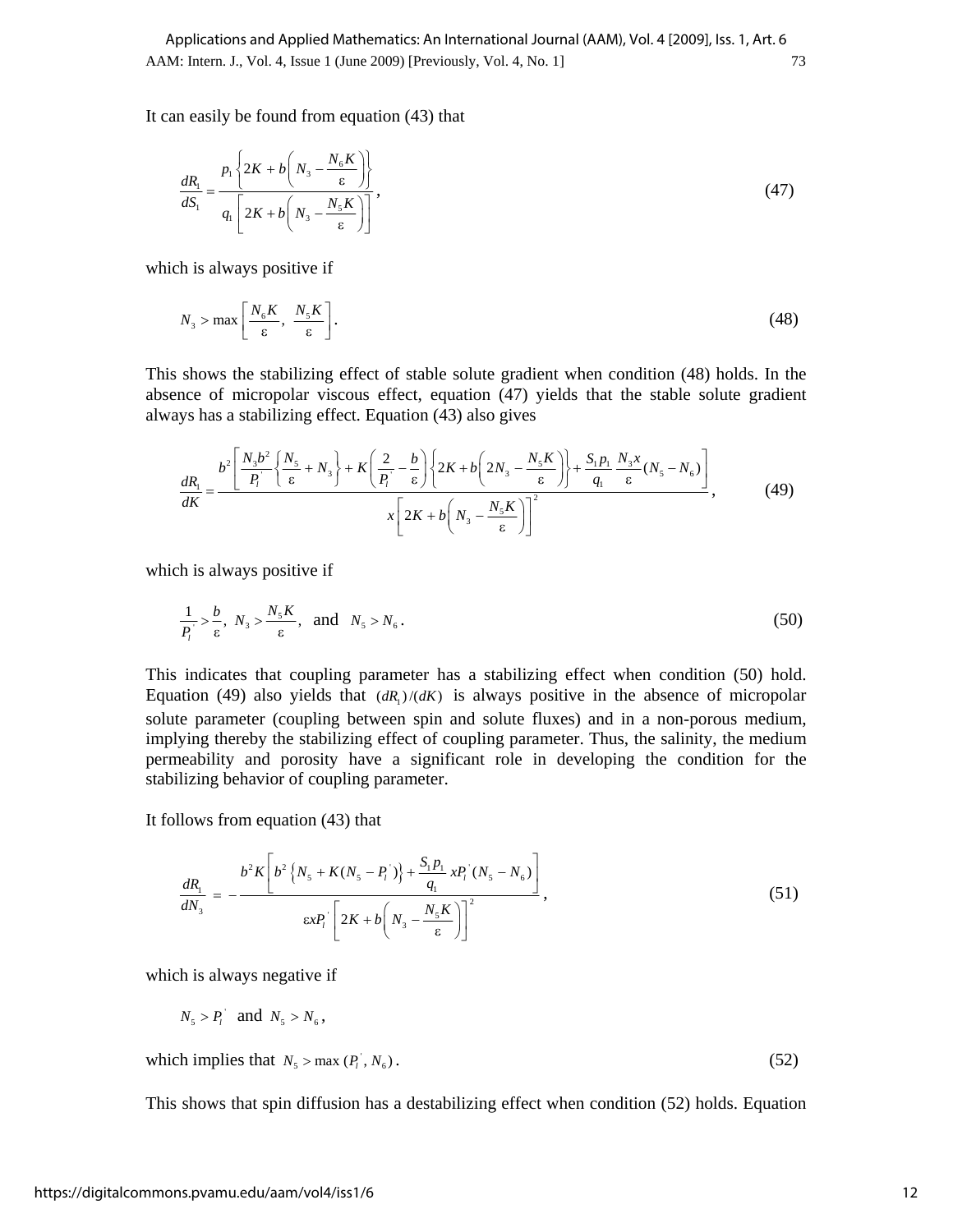It can easily be found from equation (43) that

$$\frac{dR_1}{dS_1} = \frac{p_1 \left\{ 2K + b\left( N_3 - \frac{N_6 K}{\varepsilon} \right) \right\}}{q_1 \left[ 2K + b\left( N_3 - \frac{N_5 K}{\varepsilon} \right) \right]}, \tag{47}$$

which is always positive if

$$N_3 > \max\left[ \frac{N_6 K}{\varepsilon},\ \frac{N_5 K}{\varepsilon} \right]. \tag{48}$$

This shows the stabilizing effect of stable solute gradient when condition (48) holds. In the absence of micropolar viscous effect, equation (47) yields that the stable solute gradient always has a stabilizing effect. Equation (43) also gives

$$\frac{dR_1}{dK} = \frac{b^2 \left[ \frac{N_3 b^2}{P_l^{'}} \left\{ \frac{N_5}{\varepsilon} + N_3 \right\} + K\left( \frac{2}{P_l^{'}} - \frac{b}{\varepsilon} \right) \left\{ 2K + b\left( 2N_3 - \frac{N_5 K}{\varepsilon} \right) \right\} + \frac{S_1 p_1}{q_1} \frac{N_3 x}{\varepsilon} (N_5 - N_6) \right]}{x \left[ 2K + b\left( N_3 - \frac{N_5 K}{\varepsilon} \right) \right]^2}, \tag{49}$$

which is always positive if

$$\frac{1}{P_l^{'}} > \frac{b}{\varepsilon},\ N_3 > \frac{N_5 K}{\varepsilon},\ \text{ and }\ N_5 > N_6. \tag{50}$$

This indicates that coupling parameter has a stabilizing effect when condition (50) hold. Equation (49) also yields that $(dR_1)/(dK)$ is always positive in the absence of micropolar solute parameter (coupling between spin and solute fluxes) and in a non-porous medium, implying thereby the stabilizing effect of coupling parameter. Thus, the salinity, the medium permeability and porosity have a significant role in developing the condition for the stabilizing behavior of coupling parameter.

It follows from equation (43) that

$$\frac{dR_1}{dN_3} = -\frac{b^2 K \left[ b^2 \left\{ N_5 + K(N_5 - P_l^{'}) \right\} + \frac{S_1 p_1}{q_1} x P_l^{'} (N_5 - N_6) \right]}{\varepsilon x P_l^{'} \left[ 2K + b\left( N_3 - \frac{N_5 K}{\varepsilon} \right) \right]^2}, \tag{51}$$

which is always negative if

$N_5 > P_l^{'}$ and $N_5 > N_6$,

which implies that $N_5 > \max(P_l^{'}, N_6)$. (52)

This shows that spin diffusion has a destabilizing effect when condition (52) holds. Equation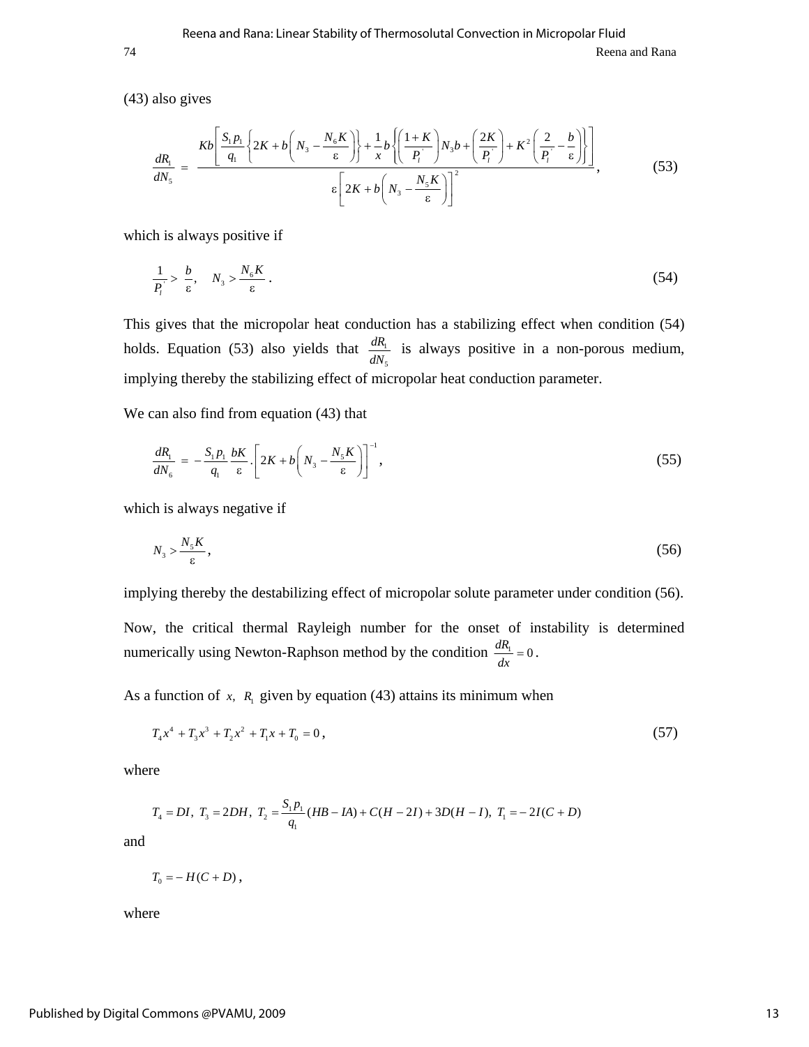(43) also gives

$$\frac{dR_1}{dN_5} = \frac{Kb\left[\frac{S_1 p_1}{q_1}\left\{2K + b\left(N_3 - \frac{N_6 K}{\varepsilon}\right)\right\} + \frac{1}{x}b\left\{\left(\frac{1+K}{P_l^{'}}\right)N_3 b + \left(\frac{2K}{P_l^{'}}\right) + K^2\left(\frac{2}{P_l^{'}} - \frac{b}{\varepsilon}\right)\right\}\right]}{\varepsilon\left[2K + b\left(N_3 - \frac{N_5 K}{\varepsilon}\right)\right]^2}, \tag{53}$$

which is always positive if

$$\frac{1}{P_l^{'}} > \frac{b}{\varepsilon}, \quad N_3 > \frac{N_6 K}{\varepsilon}. \tag{54}$$

This gives that the micropolar heat conduction has a stabilizing effect when condition (54) holds. Equation (53) also yields that $\frac{dR_1}{dN_5}$ is always positive in a non-porous medium, implying thereby the stabilizing effect of micropolar heat conduction parameter.

We can also find from equation (43) that

$$\frac{dR_1}{dN_6} = -\frac{S_1 p_1}{q_1}\frac{bK}{\varepsilon}.\left[2K + b\left(N_3 - \frac{N_5 K}{\varepsilon}\right)\right]^{-1}, \tag{55}$$

which is always negative if

$$N_3 > \frac{N_5 K}{\varepsilon}, \tag{56}$$

implying thereby the destabilizing effect of micropolar solute parameter under condition (56).

Now, the critical thermal Rayleigh number for the onset of instability is determined numerically using Newton-Raphson method by the condition $\frac{dR_1}{dx} = 0$.

As a function of $x$, $R_1$ given by equation (43) attains its minimum when

$$T_4 x^4 + T_3 x^3 + T_2 x^2 + T_1 x + T_0 = 0, \tag{57}$$

where

$$T_4 = DI,\ T_3 = 2DH,\ T_2 = \frac{S_1 p_1}{q_1}(HB - IA) + C(H - 2I) + 3D(H - I),\ T_1 = -2I(C + D)$$

and

$$T_0 = -H(C + D),$$

where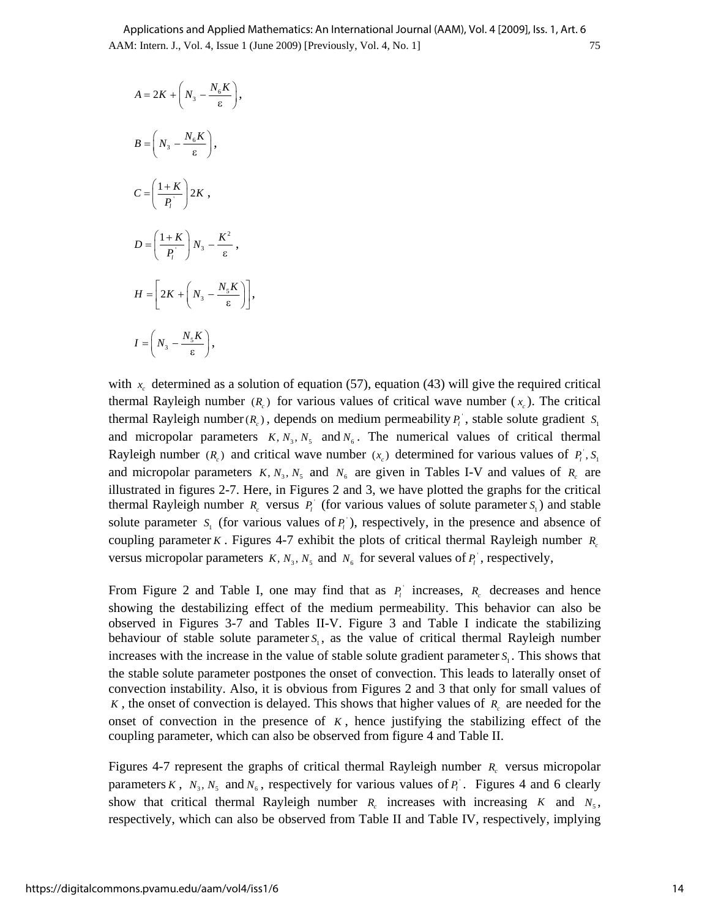$$A = 2K + \left( N_3 - \frac{N_6 K}{\varepsilon} \right),$$

$$B = \left( N_3 - \frac{N_6 K}{\varepsilon} \right),$$

$$C = \left( \frac{1+K}{P_l^{'}} \right) 2K \, ,$$

$$D = \left( \frac{1+K}{P_l^{'}} \right) N_3 - \frac{K^2}{\varepsilon} \, ,$$

$$H = \left[ 2K + \left( N_3 - \frac{N_5 K}{\varepsilon} \right) \right],$$

$$I = \left( N_3 - \frac{N_5 K}{\varepsilon} \right),$$

with $x_c$ determined as a solution of equation (57), equation (43) will give the required critical thermal Rayleigh number $(R_c)$ for various values of critical wave number ($x_c$). The critical thermal Rayleigh number $(R_c)$, depends on medium permeability $P_l^{'}$, stable solute gradient $S_1$ and micropolar parameters $K, N_3, N_5$ and $N_6$. The numerical values of critical thermal Rayleigh number $(R_c)$ and critical wave number $(x_c)$ determined for various values of $P_l^{'}, S_1$ and micropolar parameters $K, N_3, N_5$ and $N_6$ are given in Tables I-V and values of $R_c$ are illustrated in figures 2-7. Here, in Figures 2 and 3, we have plotted the graphs for the critical thermal Rayleigh number $R_c$ versus $P_l^{'}$ (for various values of solute parameter $S_1$) and stable solute parameter $S_1$ (for various values of $P_l^{'}$), respectively, in the presence and absence of coupling parameter $K$. Figures 4-7 exhibit the plots of critical thermal Rayleigh number $R_c$ versus micropolar parameters $K, N_3, N_5$ and $N_6$ for several values of $P_l^{'}$, respectively,

From Figure 2 and Table I, one may find that as $P_l^{'}$ increases, $R_c$ decreases and hence showing the destabilizing effect of the medium permeability. This behavior can also be observed in Figures 3-7 and Tables II-V. Figure 3 and Table I indicate the stabilizing behaviour of stable solute parameter $S_1$, as the value of critical thermal Rayleigh number increases with the increase in the value of stable solute gradient parameter $S_1$. This shows that the stable solute parameter postpones the onset of convection. This leads to laterally onset of convection instability. Also, it is obvious from Figures 2 and 3 that only for small values of $K$, the onset of convection is delayed. This shows that higher values of $R_c$ are needed for the onset of convection in the presence of $K$, hence justifying the stabilizing effect of the coupling parameter, which can also be observed from figure 4 and Table II.

Figures 4-7 represent the graphs of critical thermal Rayleigh number $R_c$ versus micropolar parameters $K$, $N_3, N_5$ and $N_6$, respectively for various values of $P_l^{'}$. Figures 4 and 6 clearly show that critical thermal Rayleigh number $R_c$ increases with increasing $K$ and $N_5$, respectively, which can also be observed from Table II and Table IV, respectively, implying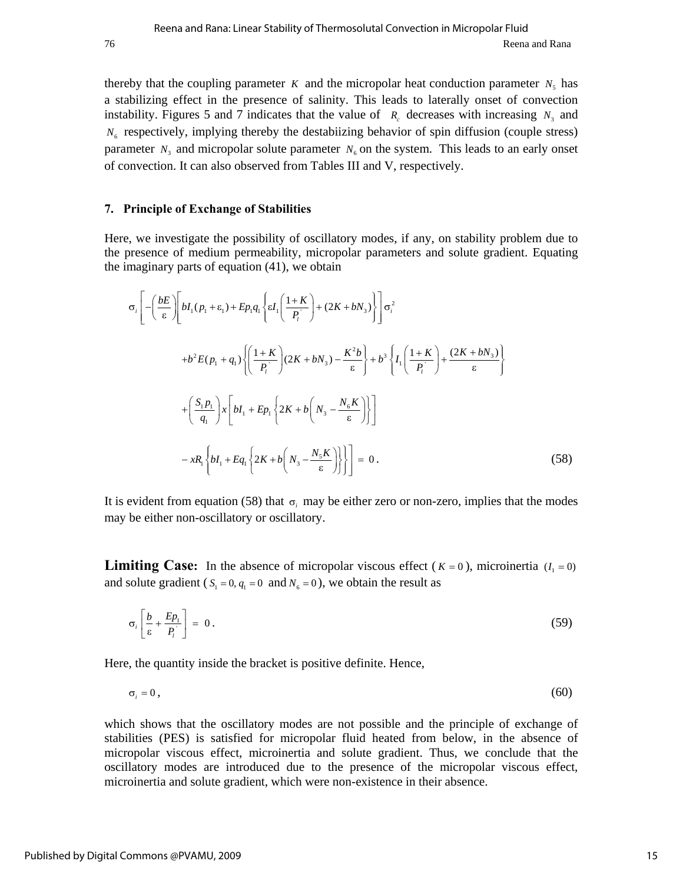thereby that the coupling parameter $K$ and the micropolar heat conduction parameter $N_5$ has a stabilizing effect in the presence of salinity. This leads to laterally onset of convection instability. Figures 5 and 7 indicates that the value of $R_c$ decreases with increasing $N_3$ and $N_6$ respectively, implying thereby the destabiizing behavior of spin diffusion (couple stress) parameter $N_3$ and micropolar solute parameter $N_6$ on the system. This leads to an early onset of convection. It can also observed from Tables III and V, respectively.

## 7. Principle of Exchange of Stabilities

Here, we investigate the possibility of oscillatory modes, if any, on stability problem due to the presence of medium permeability, micropolar parameters and solute gradient. Equating the imaginary parts of equation (41), we obtain

$$
\begin{aligned}
\sigma_i \Bigg[ -\left(\frac{bE}{\varepsilon}\right) & \left[ bI_1(p_1+\varepsilon_1) + Ep_1q_1\left\{ \varepsilon I_1\left(\frac{1+K}{P_l^{'}}\right) + (2K+bN_3)\right\}\right]\sigma_i^2 \\
& + b^2E(p_1+q_1)\left\{\left(\frac{1+K}{P_l^{'}}\right)(2K+bN_3) - \frac{K^2b}{\varepsilon}\right\} + b^3\left\{ I_1\left(\frac{1+K}{P_l^{'}}\right) + \frac{(2K+bN_3)}{\varepsilon}\right\} \\
& + \left(\frac{S_1p_1}{q_1}\right)x\left[ bI_1 + Ep_1\left\{2K + b\left(N_3 - \frac{N_6K}{\varepsilon}\right)\right\}\right] \\
& - xR_1\left\{ bI_1 + Eq_1\left\{2K + b\left(N_3 - \frac{N_5K}{\varepsilon}\right)\right\}\right\}\Bigg] = 0 .
\end{aligned} \tag{58}
$$

It is evident from equation (58) that $\sigma_i$ may be either zero or non-zero, implies that the modes may be either non-oscillatory or oscillatory.

**Limiting Case:** In the absence of micropolar viscous effect ($K = 0$), microinertia $(I_1 = 0)$ and solute gradient ($S_1 = 0, q_1 = 0$ and $N_6 = 0$), we obtain the result as

$$
\sigma_i \left[ \frac{b}{\varepsilon} + \frac{Ep_1}{P_l^{'}} \right] = 0 . \tag{59}
$$

Here, the quantity inside the bracket is positive definite. Hence,

$$
\sigma_i = 0 , \tag{60}
$$

which shows that the oscillatory modes are not possible and the principle of exchange of stabilities (PES) is satisfied for micropolar fluid heated from below, in the absence of micropolar viscous effect, microinertia and solute gradient. Thus, we conclude that the oscillatory modes are introduced due to the presence of the micropolar viscous effect, microinertia and solute gradient, which were non-existence in their absence.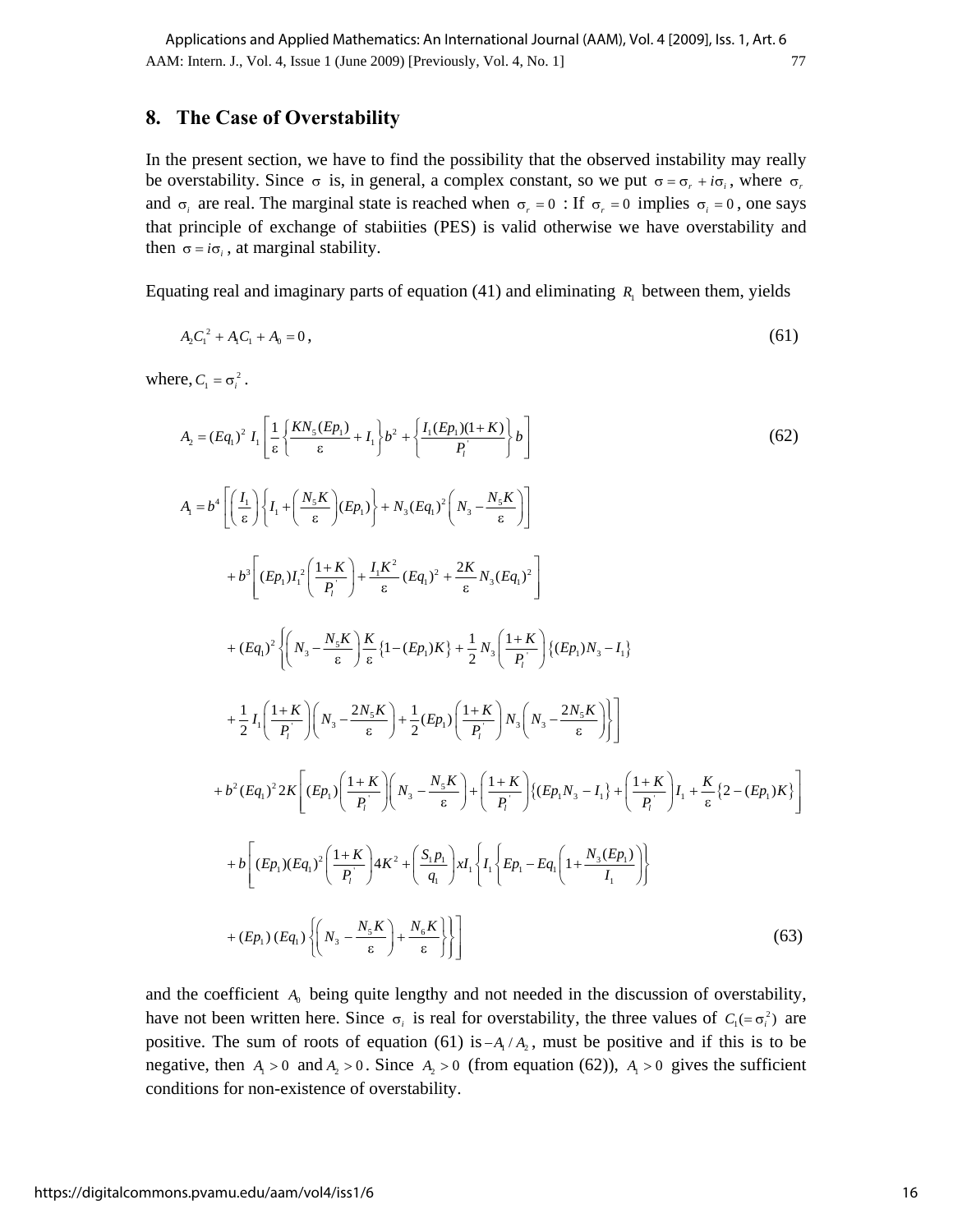## 8. The Case of Overstability

In the present section, we have to find the possibility that the observed instability may really be overstability. Since $\sigma$ is, in general, a complex constant, so we put $\sigma = \sigma_r + i\sigma_i$, where $\sigma_r$ and $\sigma_i$ are real. The marginal state is reached when $\sigma_r = 0$ : If $\sigma_r = 0$ implies $\sigma_i = 0$, one says that principle of exchange of stabiities (PES) is valid otherwise we have overstability and then $\sigma = i\sigma_i$, at marginal stability.

Equating real and imaginary parts of equation (41) and eliminating $R_1$ between them, yields

$$A_2 C_1^2 + A_1 C_1 + A_0 = 0, \tag{61}$$

where, $C_1 = \sigma_i^2$.

$$A_2 = (Eq_1)^2 I_1 \left[ \frac{1}{\varepsilon} \left\{ \frac{KN_5 (Ep_1)}{\varepsilon} + I_1 \right\} b^2 + \left\{ \frac{I_1 (Ep_1)(1+K)}{P_l^{'}} \right\} b \right] \tag{62}$$

$$\begin{aligned}
A_1 = {} & b^4 \left[ \left( \frac{I_1}{\varepsilon} \right) \left\{ I_1 + \left( \frac{N_5 K}{\varepsilon} \right) (Ep_1) \right\} + N_3 (Eq_1)^2 \left( N_3 - \frac{N_5 K}{\varepsilon} \right) \right] \\
& + b^3 \left[ (Ep_1) I_1^2 \left( \frac{1+K}{P_l^{'}} \right) + \frac{I_1 K^2}{\varepsilon} (Eq_1)^2 + \frac{2K}{\varepsilon} N_3 (Eq_1)^2 \right] \\
& + (Eq_1)^2 \left\{ \left( N_3 - \frac{N_5 K}{\varepsilon} \right) \frac{K}{\varepsilon} \left\{ 1 - (Ep_1) K \right\} + \frac{1}{2} N_3 \left( \frac{1+K}{P_l^{'}} \right) \left\{ (Ep_1) N_3 - I_1 \right\} \right. \\
& \left. + \frac{1}{2} I_1 \left( \frac{1+K}{P_l^{'}} \right) \left( N_3 - \frac{2N_5 K}{\varepsilon} \right) + \frac{1}{2} (Ep_1) \left( \frac{1+K}{P_l^{'}} \right) N_3 \left( N_3 - \frac{2N_5 K}{\varepsilon} \right) \right\} \Bigg] \\
& + b^2 (Eq_1)^2 2K \left[ (Ep_1) \left( \frac{1+K}{P_l^{'}} \right) \left( N_3 - \frac{N_5 K}{\varepsilon} \right) + \left( \frac{1+K}{P_l^{'}} \right) \left\{ (Ep_1 N_3 - I_1 \right\} + \left( \frac{1+K}{P_l^{'}} \right) I_1 + \frac{K}{\varepsilon} \left\{ 2 - (Ep_1) K \right\} \right] \\
& + b \left[ (Ep_1)(Eq_1)^2 \left( \frac{1+K}{P_l^{'}} \right) 4K^2 + \left( \frac{S_1 p_1}{q_1} \right) x I_1 \left\{ I_1 \left\{ Ep_1 - Eq_1 \left( 1 + \frac{N_3 (Ep_1)}{I_1} \right) \right\} \right. \right. \\
& \left. \left. + (Ep_1)(Eq_1) \left\{ \left( N_3 - \frac{N_5 K}{\varepsilon} \right) + \frac{N_6 K}{\varepsilon} \right\} \right\} \right]
\end{aligned} \tag{63}$$

and the coefficient $A_0$ being quite lengthy and not needed in the discussion of overstability, have not been written here. Since $\sigma_i$ is real for overstability, the three values of $C_1 (= \sigma_i^2)$ are positive. The sum of roots of equation (61) is $-A_1 / A_2$, must be positive and if this is to be negative, then $A_1 > 0$ and $A_2 > 0$. Since $A_2 > 0$ (from equation (62)), $A_1 > 0$ gives the sufficient conditions for non-existence of overstability.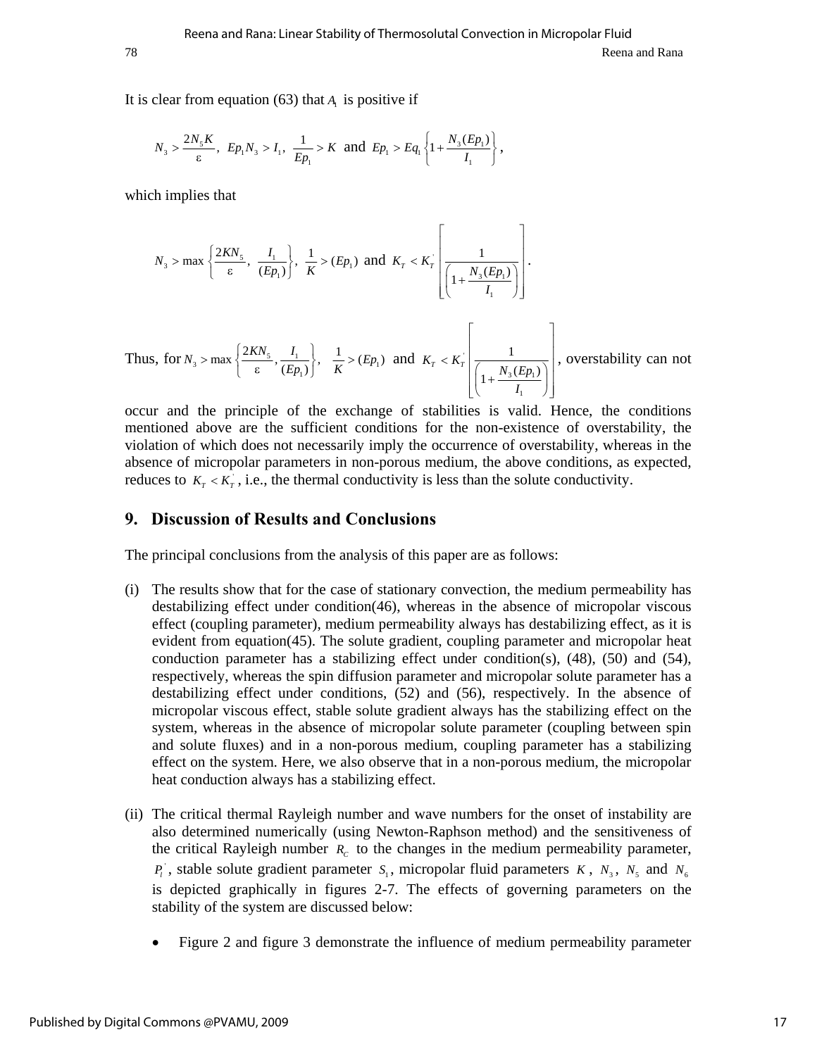It is clear from equation (63) that $A_1$ is positive if

$$N_3 > \frac{2N_5 K}{\varepsilon},\ Ep_1 N_3 > I_1,\ \frac{1}{Ep_1} > K \text{ and } Ep_1 > Eq_1\left\{1 + \frac{N_3(Ep_1)}{I_1}\right\},$$

which implies that

$$N_3 > \max\left\{\frac{2KN_5}{\varepsilon},\ \frac{I_1}{(Ep_1)}\right\},\ \frac{1}{K} > (Ep_1) \text{ and } K_T < K_T^{'}\left[\frac{1}{\left(1 + \frac{N_3(Ep_1)}{I_1}\right)}\right].$$

Thus, for $N_3 > \max\left\{\frac{2KN_5}{\varepsilon}, \frac{I_1}{(Ep_1)}\right\},\ \frac{1}{K} > (Ep_1)$ and $K_T < K_T^{'}\left[\frac{1}{\left(1 + \frac{N_3(Ep_1)}{I_1}\right)}\right]$, overstability can not occur and the principle of the exchange of stabilities is valid. Hence, the conditions mentioned above are the sufficient conditions for the non-existence of overstability, the violation of which does not necessarily imply the occurrence of overstability, whereas in the absence of micropolar parameters in non-porous medium, the above conditions, as expected, reduces to $K_T < K_T^{'}$, i.e., the thermal conductivity is less than the solute conductivity.

## 9. Discussion of Results and Conclusions

The principal conclusions from the analysis of this paper are as follows:

(i) The results show that for the case of stationary convection, the medium permeability has destabilizing effect under condition(46), whereas in the absence of micropolar viscous effect (coupling parameter), medium permeability always has destabilizing effect, as it is evident from equation(45). The solute gradient, coupling parameter and micropolar heat conduction parameter has a stabilizing effect under condition(s), (48), (50) and (54), respectively, whereas the spin diffusion parameter and micropolar solute parameter has a destabilizing effect under conditions, (52) and (56), respectively. In the absence of micropolar viscous effect, stable solute gradient always has the stabilizing effect on the system, whereas in the absence of micropolar solute parameter (coupling between spin and solute fluxes) and in a non-porous medium, coupling parameter has a stabilizing effect on the system. Here, we also observe that in a non-porous medium, the micropolar heat conduction always has a stabilizing effect.

(ii) The critical thermal Rayleigh number and wave numbers for the onset of instability are also determined numerically (using Newton-Raphson method) and the sensitiveness of the critical Rayleigh number $R_C$ to the changes in the medium permeability parameter, $P_l^{'}$, stable solute gradient parameter $S_1$, micropolar fluid parameters $K$, $N_3$, $N_5$ and $N_6$ is depicted graphically in figures 2-7. The effects of governing parameters on the stability of the system are discussed below:

- Figure 2 and figure 3 demonstrate the influence of medium permeability parameter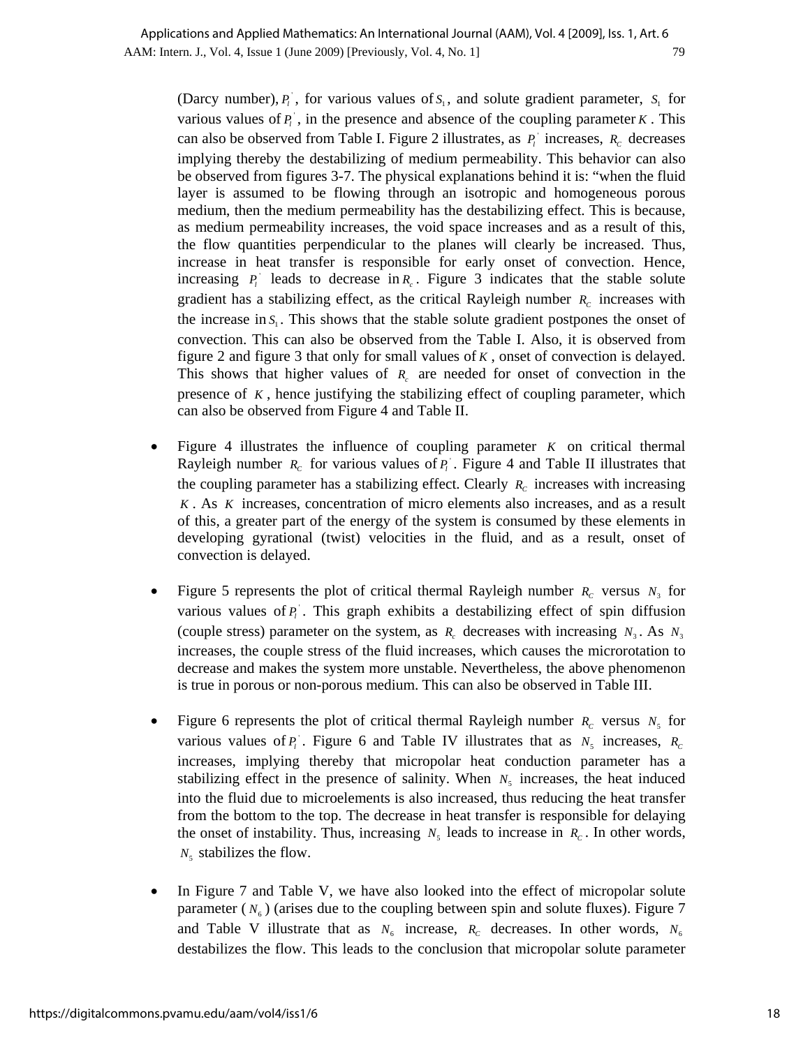(Darcy number), $P_l^{'}$, for various values of $S_1$, and solute gradient parameter, $S_1$ for various values of $P_l^{'}$, in the presence and absence of the coupling parameter $K$. This can also be observed from Table I. Figure 2 illustrates, as $P_l^{'}$ increases, $R_C$ decreases implying thereby the destabilizing of medium permeability. This behavior can also be observed from figures 3-7. The physical explanations behind it is: "when the fluid layer is assumed to be flowing through an isotropic and homogeneous porous medium, then the medium permeability has the destabilizing effect. This is because, as medium permeability increases, the void space increases and as a result of this, the flow quantities perpendicular to the planes will clearly be increased. Thus, increase in heat transfer is responsible for early onset of convection. Hence, increasing $P_l^{'}$ leads to decrease in $R_c$. Figure 3 indicates that the stable solute gradient has a stabilizing effect, as the critical Rayleigh number $R_C$ increases with the increase in $S_1$. This shows that the stable solute gradient postpones the onset of convection. This can also be observed from the Table I. Also, it is observed from figure 2 and figure 3 that only for small values of $K$, onset of convection is delayed. This shows that higher values of $R_c$ are needed for onset of convection in the presence of $K$, hence justifying the stabilizing effect of coupling parameter, which can also be observed from Figure 4 and Table II.

- Figure 4 illustrates the influence of coupling parameter $K$ on critical thermal Rayleigh number $R_C$ for various values of $P_l^{'}$. Figure 4 and Table II illustrates that the coupling parameter has a stabilizing effect. Clearly $R_C$ increases with increasing $K$. As $K$ increases, concentration of micro elements also increases, and as a result of this, a greater part of the energy of the system is consumed by these elements in developing gyrational (twist) velocities in the fluid, and as a result, onset of convection is delayed.

- Figure 5 represents the plot of critical thermal Rayleigh number $R_C$ versus $N_3$ for various values of $P_l^{'}$. This graph exhibits a destabilizing effect of spin diffusion (couple stress) parameter on the system, as $R_c$ decreases with increasing $N_3$. As $N_3$ increases, the couple stress of the fluid increases, which causes the microrotation to decrease and makes the system more unstable. Nevertheless, the above phenomenon is true in porous or non-porous medium. This can also be observed in Table III.

- Figure 6 represents the plot of critical thermal Rayleigh number $R_C$ versus $N_5$ for various values of $P_l^{'}$. Figure 6 and Table IV illustrates that as $N_5$ increases, $R_C$ increases, implying thereby that micropolar heat conduction parameter has a stabilizing effect in the presence of salinity. When $N_5$ increases, the heat induced into the fluid due to microelements is also increased, thus reducing the heat transfer from the bottom to the top. The decrease in heat transfer is responsible for delaying the onset of instability. Thus, increasing $N_5$ leads to increase in $R_C$. In other words, $N_5$ stabilizes the flow.

- In Figure 7 and Table V, we have also looked into the effect of micropolar solute parameter ($N_6$) (arises due to the coupling between spin and solute fluxes). Figure 7 and Table V illustrate that as $N_6$ increase, $R_C$ decreases. In other words, $N_6$ destabilizes the flow. This leads to the conclusion that micropolar solute parameter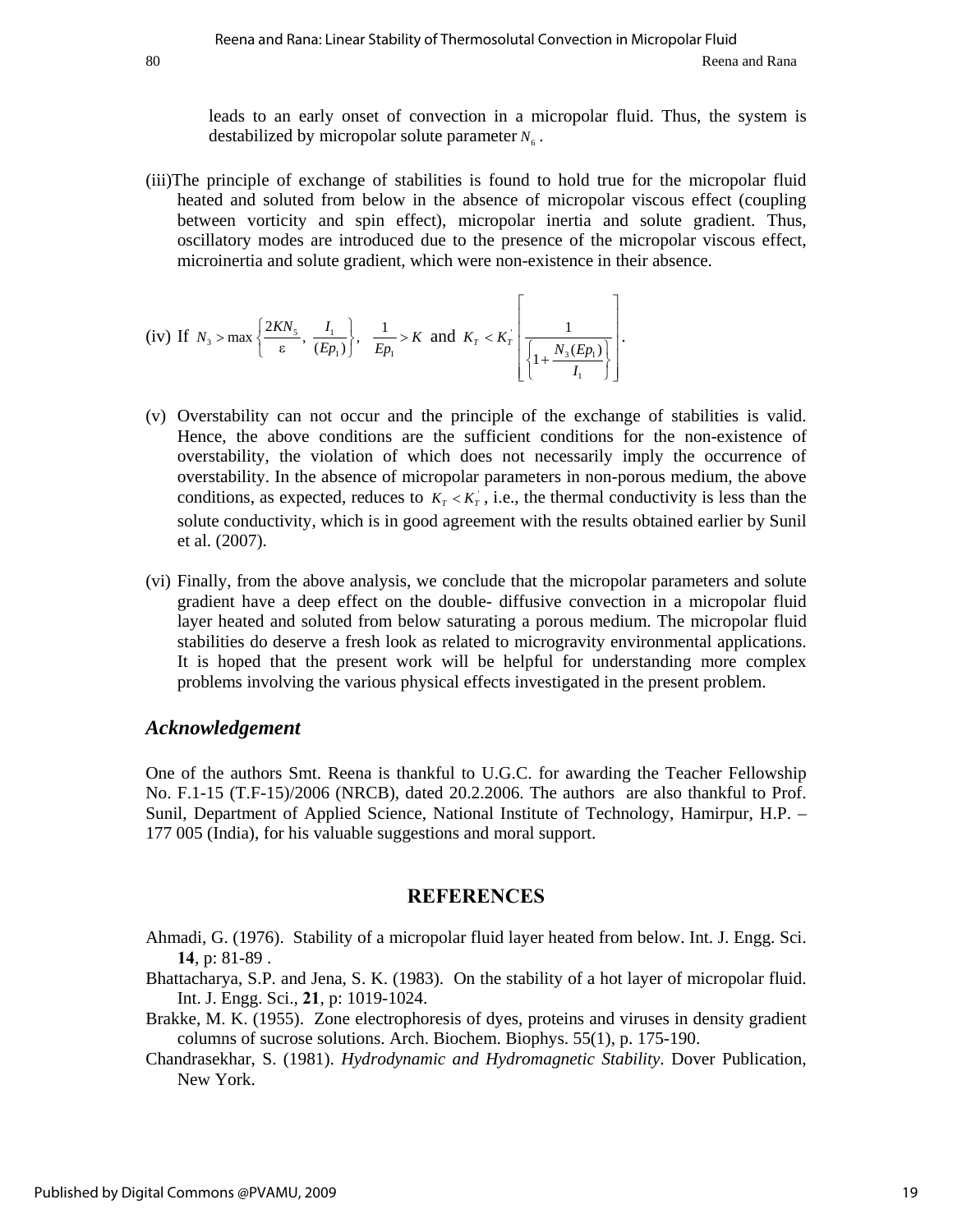leads to an early onset of convection in a micropolar fluid. Thus, the system is destabilized by micropolar solute parameter $N_6$.

(iii) The principle of exchange of stabilities is found to hold true for the micropolar fluid heated and soluted from below in the absence of micropolar viscous effect (coupling between vorticity and spin effect), micropolar inertia and solute gradient. Thus, oscillatory modes are introduced due to the presence of the micropolar viscous effect, microinertia and solute gradient, which were non-existence in their absence.

(iv) If $N_3 > \max\left\{\frac{2KN_5}{\varepsilon},\ \frac{I_1}{(Ep_1)}\right\},\ \frac{1}{Ep_1} > K$ and $K_T < K_T^{'}\left[\frac{1}{\left\{1+\frac{N_3(Ep_1)}{I_1}\right\}}\right]$.

(v) Overstability can not occur and the principle of the exchange of stabilities is valid. Hence, the above conditions are the sufficient conditions for the non-existence of overstability, the violation of which does not necessarily imply the occurrence of overstability. In the absence of micropolar parameters in non-porous medium, the above conditions, as expected, reduces to $K_T < K_T^{'}$, i.e., the thermal conductivity is less than the solute conductivity, which is in good agreement with the results obtained earlier by Sunil et al. (2007).

(vi) Finally, from the above analysis, we conclude that the micropolar parameters and solute gradient have a deep effect on the double- diffusive convection in a micropolar fluid layer heated and soluted from below saturating a porous medium. The micropolar fluid stabilities do deserve a fresh look as related to microgravity environmental applications. It is hoped that the present work will be helpful for understanding more complex problems involving the various physical effects investigated in the present problem.

## *Acknowledgement*

One of the authors Smt. Reena is thankful to U.G.C. for awarding the Teacher Fellowship No. F.1-15 (T.F-15)/2006 (NRCB), dated 20.2.2006. The authors are also thankful to Prof. Sunil, Department of Applied Science, National Institute of Technology, Hamirpur, H.P. – 177 005 (India), for his valuable suggestions and moral support.

## REFERENCES

Ahmadi, G. (1976). Stability of a micropolar fluid layer heated from below. Int. J. Engg. Sci. **14**, p: 81-89 .

Bhattacharya, S.P. and Jena, S. K. (1983). On the stability of a hot layer of micropolar fluid. Int. J. Engg. Sci., **21**, p: 1019-1024.

Brakke, M. K. (1955). Zone electrophoresis of dyes, proteins and viruses in density gradient columns of sucrose solutions. Arch. Biochem. Biophys. 55(1), p. 175-190.

Chandrasekhar, S. (1981). *Hydrodynamic and Hydromagnetic Stability*. Dover Publication, New York.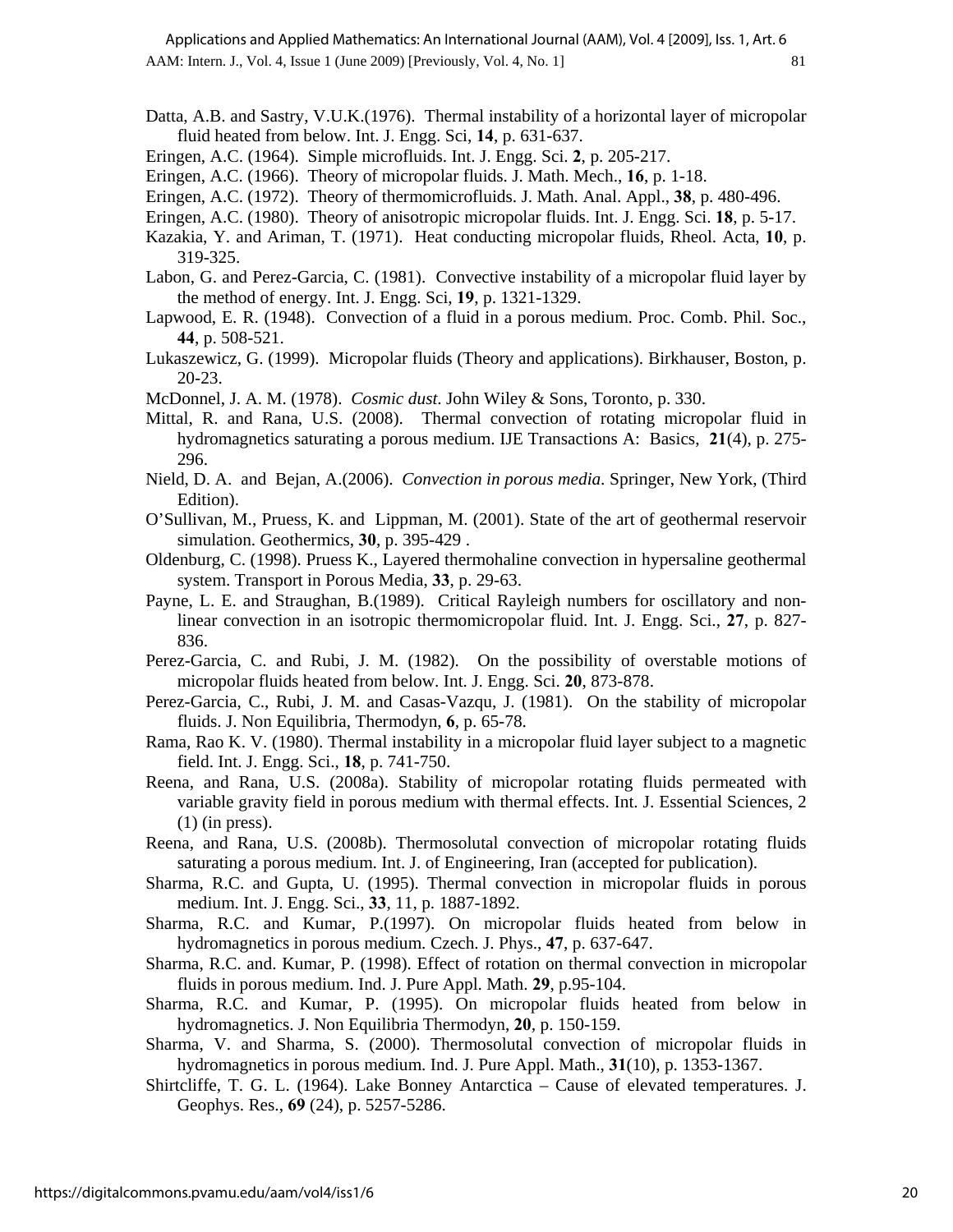Datta, A.B. and Sastry, V.U.K.(1976). Thermal instability of a horizontal layer of micropolar fluid heated from below. Int. J. Engg. Sci, **14**, p. 631-637.

Eringen, A.C. (1964). Simple microfluids. Int. J. Engg. Sci. **2**, p. 205-217.

Eringen, A.C. (1966). Theory of micropolar fluids. J. Math. Mech., **16**, p. 1-18.

Eringen, A.C. (1972). Theory of thermomicrofluids. J. Math. Anal. Appl., **38**, p. 480-496.

Eringen, A.C. (1980). Theory of anisotropic micropolar fluids. Int. J. Engg. Sci. **18**, p. 5-17.

Kazakia, Y. and Ariman, T. (1971). Heat conducting micropolar fluids, Rheol. Acta, **10**, p. 319-325.

Labon, G. and Perez-Garcia, C. (1981). Convective instability of a micropolar fluid layer by the method of energy. Int. J. Engg. Sci, **19**, p. 1321-1329.

Lapwood, E. R. (1948). Convection of a fluid in a porous medium. Proc. Comb. Phil. Soc., **44**, p. 508-521.

Lukaszewicz, G. (1999). Micropolar fluids (Theory and applications). Birkhauser, Boston, p. 20-23.

McDonnel, J. A. M. (1978). *Cosmic dust*. John Wiley & Sons, Toronto, p. 330.

Mittal, R. and Rana, U.S. (2008). Thermal convection of rotating micropolar fluid in hydromagnetics saturating a porous medium. IJE Transactions A: Basics, **21**(4), p. 275-296.

Nield, D. A. and Bejan, A.(2006). *Convection in porous media*. Springer, New York, (Third Edition).

O'Sullivan, M., Pruess, K. and Lippman, M. (2001). State of the art of geothermal reservoir simulation. Geothermics, **30**, p. 395-429 .

Oldenburg, C. (1998). Pruess K., Layered thermohaline convection in hypersaline geothermal system. Transport in Porous Media, **33**, p. 29-63.

Payne, L. E. and Straughan, B.(1989). Critical Rayleigh numbers for oscillatory and non-linear convection in an isotropic thermomicropolar fluid. Int. J. Engg. Sci., **27**, p. 827-836.

Perez-Garcia, C. and Rubi, J. M. (1982). On the possibility of overstable motions of micropolar fluids heated from below. Int. J. Engg. Sci. **20**, 873-878.

Perez-Garcia, C., Rubi, J. M. and Casas-Vazqu, J. (1981). On the stability of micropolar fluids. J. Non Equilibria, Thermodyn, **6**, p. 65-78.

Rama, Rao K. V. (1980). Thermal instability in a micropolar fluid layer subject to a magnetic field. Int. J. Engg. Sci., **18**, p. 741-750.

Reena, and Rana, U.S. (2008a). Stability of micropolar rotating fluids permeated with variable gravity field in porous medium with thermal effects. Int. J. Essential Sciences, 2 (1) (in press).

Reena, and Rana, U.S. (2008b). Thermosolutal convection of micropolar rotating fluids saturating a porous medium. Int. J. of Engineering, Iran (accepted for publication).

Sharma, R.C. and Gupta, U. (1995). Thermal convection in micropolar fluids in porous medium. Int. J. Engg. Sci., **33**, 11, p. 1887-1892.

Sharma, R.C. and Kumar, P.(1997). On micropolar fluids heated from below in hydromagnetics in porous medium. Czech. J. Phys., **47**, p. 637-647.

Sharma, R.C. and. Kumar, P. (1998). Effect of rotation on thermal convection in micropolar fluids in porous medium. Ind. J. Pure Appl. Math. **29**, p.95-104.

Sharma, R.C. and Kumar, P. (1995). On micropolar fluids heated from below in hydromagnetics. J. Non Equilibria Thermodyn, **20**, p. 150-159.

Sharma, V. and Sharma, S. (2000). Thermosolutal convection of micropolar fluids in hydromagnetics in porous medium. Ind. J. Pure Appl. Math., **31**(10), p. 1353-1367.

Shirtcliffe, T. G. L. (1964). Lake Bonney Antarctica – Cause of elevated temperatures. J. Geophys. Res., **69** (24), p. 5257-5286.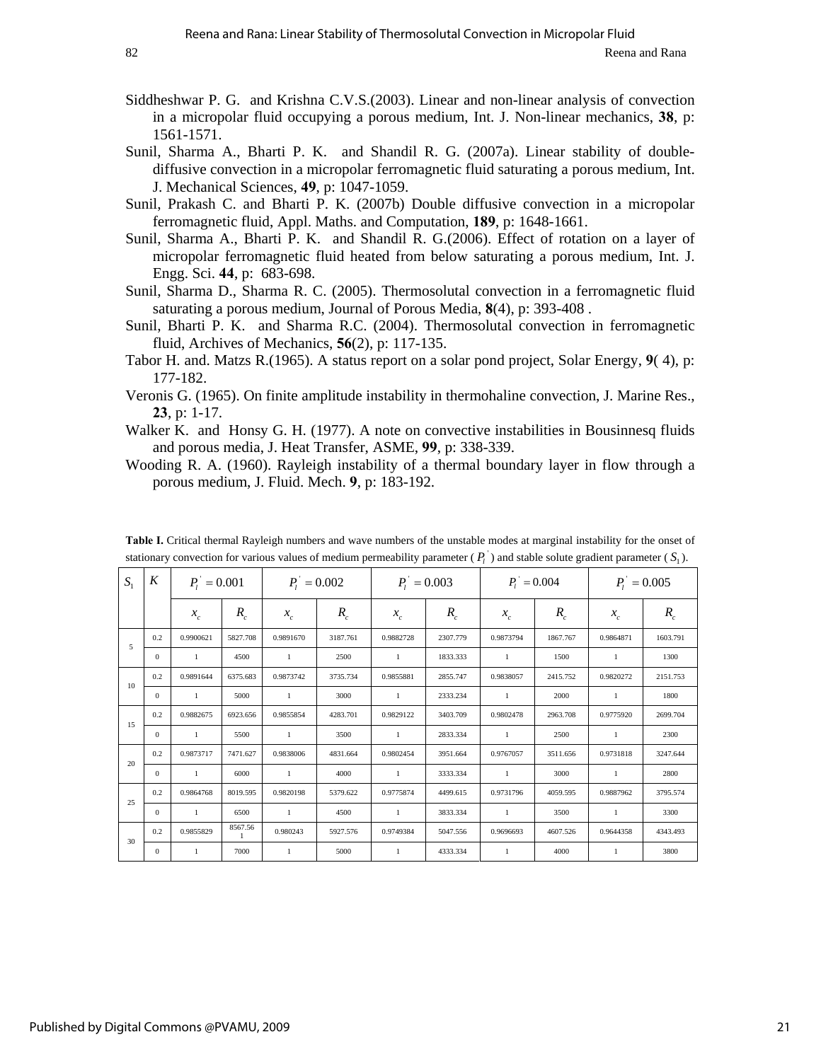Siddheshwar P. G. and Krishna C.V.S.(2003). Linear and non-linear analysis of convection in a micropolar fluid occupying a porous medium, Int. J. Non-linear mechanics, **38**, p: 1561-1571.

Sunil, Sharma A., Bharti P. K. and Shandil R. G. (2007a). Linear stability of double-diffusive convection in a micropolar ferromagnetic fluid saturating a porous medium, Int. J. Mechanical Sciences, **49**, p: 1047-1059.

Sunil, Prakash C. and Bharti P. K. (2007b) Double diffusive convection in a micropolar ferromagnetic fluid, Appl. Maths. and Computation, **189**, p: 1648-1661.

Sunil, Sharma A., Bharti P. K. and Shandil R. G.(2006). Effect of rotation on a layer of micropolar ferromagnetic fluid heated from below saturating a porous medium, Int. J. Engg. Sci. **44**, p: 683-698.

Sunil, Sharma D., Sharma R. C. (2005). Thermosolutal convection in a ferromagnetic fluid saturating a porous medium, Journal of Porous Media, **8**(4), p: 393-408 .

Sunil, Bharti P. K. and Sharma R.C. (2004). Thermosolutal convection in ferromagnetic fluid, Archives of Mechanics, **56**(2), p: 117-135.

Tabor H. and. Matzs R.(1965). A status report on a solar pond project, Solar Energy, **9**( 4), p: 177-182.

Veronis G. (1965). On finite amplitude instability in thermohaline convection, J. Marine Res., **23**, p: 1-17.

Walker K. and Honsy G. H. (1977). A note on convective instabilities in Bousinnesq fluids and porous media, J. Heat Transfer, ASME, **99**, p: 338-339.

Wooding R. A. (1960). Rayleigh instability of a thermal boundary layer in flow through a porous medium, J. Fluid. Mech. **9**, p: 183-192.

**Table I.** Critical thermal Rayleigh numbers and wave numbers of the unstable modes at marginal instability for the onset of stationary convection for various values of medium permeability parameter ( $P_l^{'}$ ) and stable solute gradient parameter ( $S_1$ ).

| $S_1$ | $K$ | $P_l^{'} = 0.001$ | | $P_l^{'} = 0.002$ | | $P_l^{'} = 0.003$ | | $P_l^{'} = 0.004$ | | $P_l^{'} = 0.005$ | |
|---|---|---|---|---|---|---|---|---|---|---|---|
| | | $x_c$ | $R_c$ | $x_c$ | $R_c$ | $x_c$ | $R_c$ | $x_c$ | $R_c$ | $x_c$ | $R_c$ |
| 5 | 0.2 | 0.9900621 | 5827.708 | 0.9891670 | 3187.761 | 0.9882728 | 2307.779 | 0.9873794 | 1867.767 | 0.9864871 | 1603.791 |
| | 0 | 1 | 4500 | 1 | 2500 | 1 | 1833.333 | 1 | 1500 | 1 | 1300 |
| 10 | 0.2 | 0.9891644 | 6375.683 | 0.9873742 | 3735.734 | 0.9855881 | 2855.747 | 0.9838057 | 2415.752 | 0.9820272 | 2151.753 |
| | 0 | 1 | 5000 | 1 | 3000 | 1 | 2333.234 | 1 | 2000 | 1 | 1800 |
| 15 | 0.2 | 0.9882675 | 6923.656 | 0.9855854 | 4283.701 | 0.9829122 | 3403.709 | 0.9802478 | 2963.708 | 0.9775920 | 2699.704 |
| | 0 | 1 | 5500 | 1 | 3500 | 1 | 2833.334 | 1 | 2500 | 1 | 2300 |
| 20 | 0.2 | 0.9873717 | 7471.627 | 0.9838006 | 4831.664 | 0.9802454 | 3951.664 | 0.9767057 | 3511.656 | 0.9731818 | 3247.644 |
| | 0 | 1 | 6000 | 1 | 4000 | 1 | 3333.334 | 1 | 3000 | 1 | 2800 |
| 25 | 0.2 | 0.9864768 | 8019.595 | 0.9820198 | 5379.622 | 0.9775874 | 4499.615 | 0.9731796 | 4059.595 | 0.9887962 | 3795.574 |
| | 0 | 1 | 6500 | 1 | 4500 | 1 | 3833.334 | 1 | 3500 | 1 | 3300 |
| 30 | 0.2 | 0.9855829 | 8567.561 | 0.980243 | 5927.576 | 0.9749384 | 5047.556 | 0.9696693 | 4607.526 | 0.9644358 | 4343.493 |
| | 0 | 1 | 7000 | 1 | 5000 | 1 | 4333.334 | 1 | 4000 | 1 | 3800 |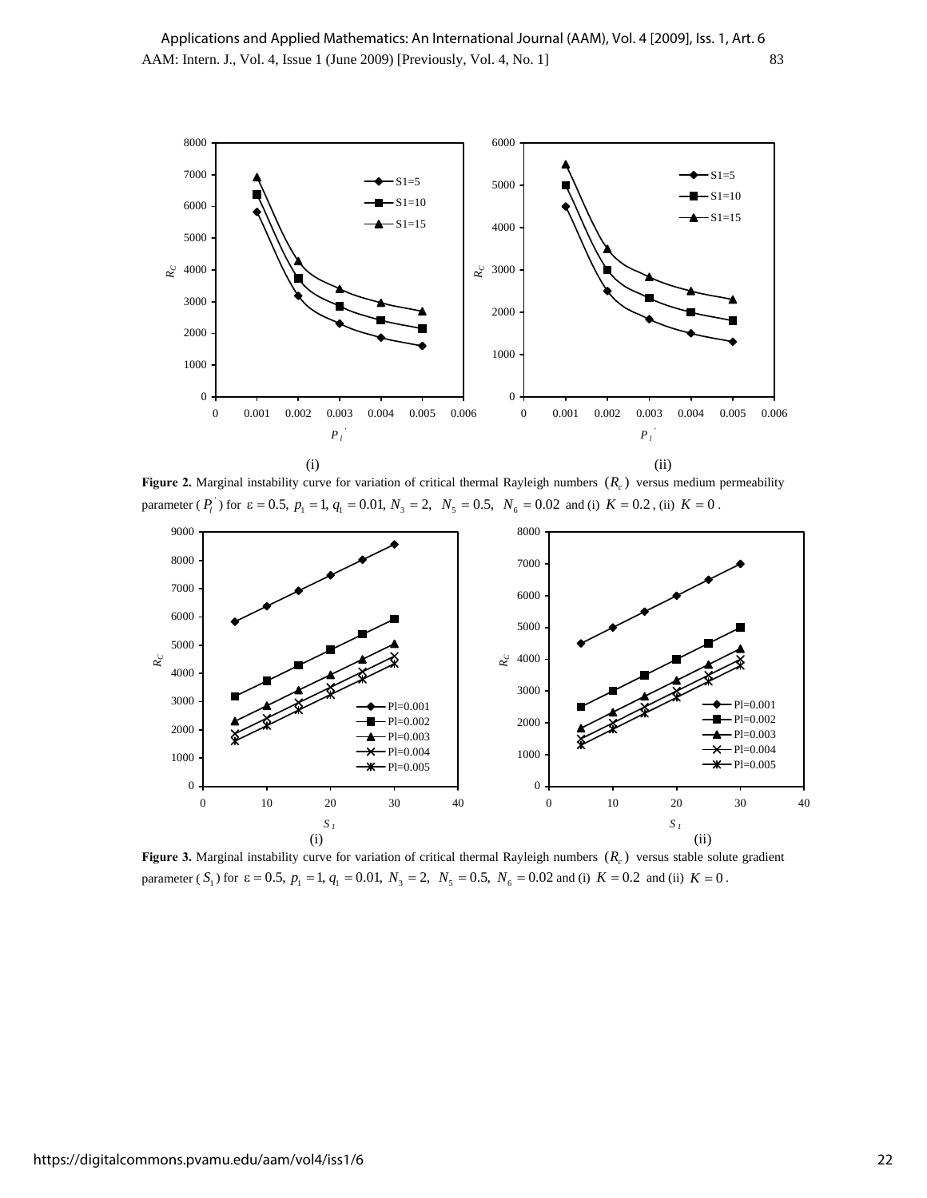(i) (ii)

**Figure 2.** Marginal instability curve for variation of critical thermal Rayleigh numbers $(R_c)$ versus medium permeability parameter ($P_l^{'}$) for $\varepsilon = 0.5,\ p_1 = 1,\ q_1 = 0.01,\ N_3 = 2,\ \ N_5 = 0.5,\ \ N_6 = 0.02$ and (i) $K = 0.2$ , (ii) $K = 0$ .

(i) (ii)

**Figure 3.** Marginal instability curve for variation of critical thermal Rayleigh numbers $(R_c)$ versus stable solute gradient parameter ($S_1$) for $\varepsilon = 0.5,\ p_1 = 1,\ q_1 = 0.01,\ N_3 = 2,\ \ N_5 = 0.5,\ \ N_6 = 0.02$ and (i) $K = 0.2$ and (ii) $K = 0$ .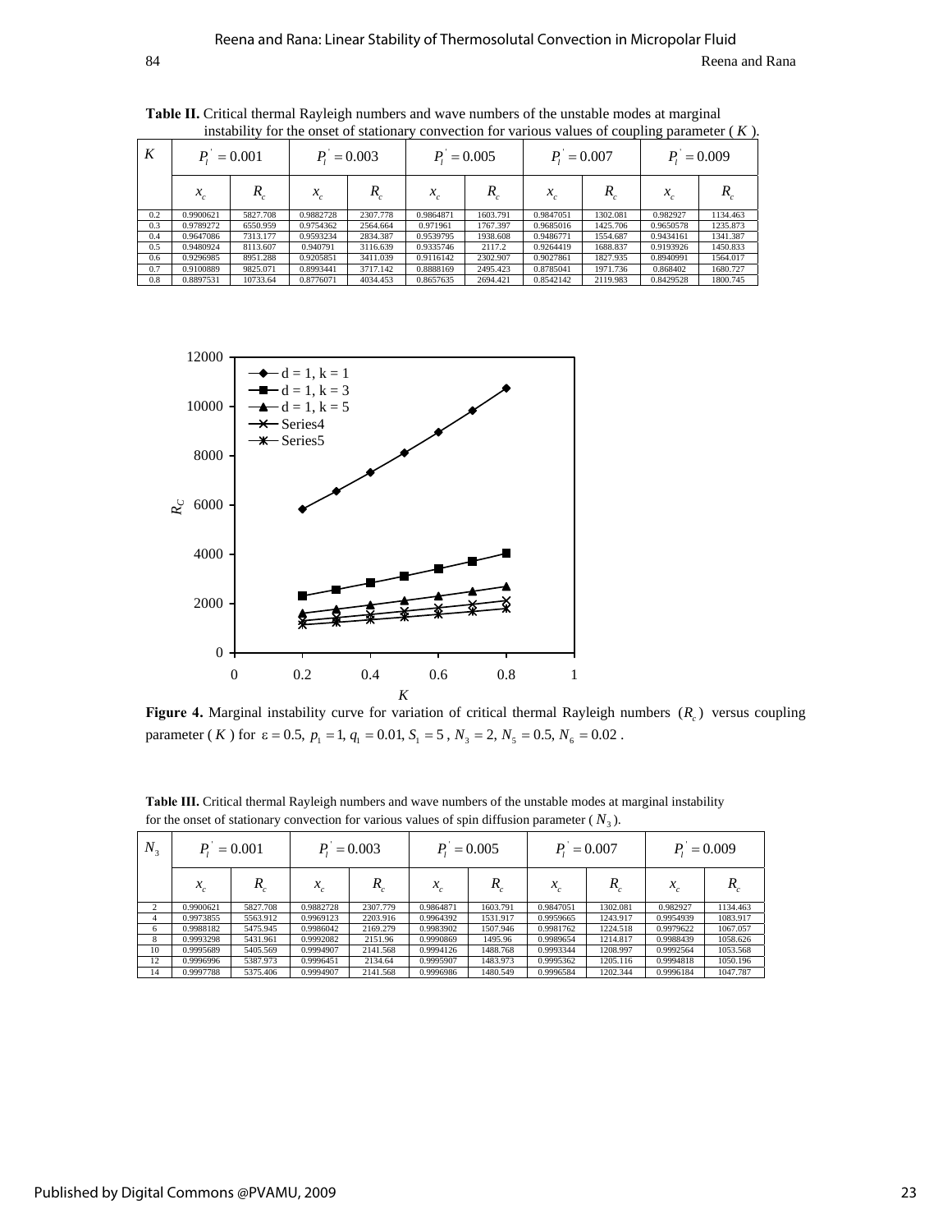**Table II.** Critical thermal Rayleigh numbers and wave numbers of the unstable modes at marginal instability for the onset of stationary convection for various values of coupling parameter ( $K$ ).

| $K$ | $P_l^{'} = 0.001$ | | $P_l^{'} = 0.003$ | | $P_l^{'} = 0.005$ | | $P_l^{'} = 0.007$ | | $P_l^{'} = 0.009$ | |
|---|---|---|---|---|---|---|---|---|---|---|
| | $x_c$ | $R_c$ | $x_c$ | $R_c$ | $x_c$ | $R_c$ | $x_c$ | $R_c$ | $x_c$ | $R_c$ |
| 0.2 | 0.9900621 | 5827.708 | 0.9882728 | 2307.778 | 0.9864871 | 1603.791 | 0.9847051 | 1302.081 | 0.982927 | 1134.463 |
| 0.3 | 0.9789272 | 6550.959 | 0.9754362 | 2564.664 | 0.971961 | 1767.397 | 0.9685016 | 1425.706 | 0.9650578 | 1235.873 |
| 0.4 | 0.9647086 | 7313.177 | 0.9593234 | 2834.387 | 0.9539795 | 1938.608 | 0.9486771 | 1554.687 | 0.9434161 | 1341.387 |
| 0.5 | 0.9480924 | 8113.607 | 0.940791 | 3116.639 | 0.9335746 | 2117.2 | 0.9264419 | 1688.837 | 0.9193926 | 1450.833 |
| 0.6 | 0.9296985 | 8951.288 | 0.9205851 | 3411.039 | 0.9116142 | 2302.907 | 0.9027861 | 1827.935 | 0.8940991 | 1564.017 |
| 0.7 | 0.9100889 | 9825.071 | 0.8993441 | 3717.142 | 0.8888169 | 2495.423 | 0.8785041 | 1971.736 | 0.868402 | 1680.727 |
| 0.8 | 0.8897531 | 10733.64 | 0.8776071 | 4034.453 | 0.8657635 | 2694.421 | 0.8542142 | 2119.983 | 0.8429528 | 1800.745 |

**Figure 4.** Marginal instability curve for variation of critical thermal Rayleigh numbers ($R_c$) versus coupling parameter ( $K$ ) for $\varepsilon = 0.5,\ p_1 = 1,\ q_1 = 0.01,\ S_1 = 5$ , $N_3 = 2,\ N_5 = 0.5,\ N_6 = 0.02$ .

**Table III.** Critical thermal Rayleigh numbers and wave numbers of the unstable modes at marginal instability for the onset of stationary convection for various values of spin diffusion parameter ( $N_3$ ).

| $N_3$ | $P_l^{'} = 0.001$ | | $P_l^{'} = 0.003$ | | $P_l^{'} = 0.005$ | | $P_l^{'} = 0.007$ | | $P_l^{'} = 0.009$ | |
|---|---|---|---|---|---|---|---|---|---|---|
| | $x_c$ | $R_c$ | $x_c$ | $R_c$ | $x_c$ | $R_c$ | $x_c$ | $R_c$ | $x_c$ | $R_c$ |
| 2 | 0.9900621 | 5827.708 | 0.9882728 | 2307.779 | 0.9864871 | 1603.791 | 0.9847051 | 1302.081 | 0.982927 | 1134.463 |
| 4 | 0.9973855 | 5563.912 | 0.9969123 | 2203.916 | 0.9964392 | 1531.917 | 0.9959665 | 1243.917 | 0.9954939 | 1083.917 |
| 6 | 0.9988182 | 5475.945 | 0.9986042 | 2169.279 | 0.9983902 | 1507.946 | 0.9981762 | 1224.518 | 0.9979622 | 1067.057 |
| 8 | 0.9993298 | 5431.961 | 0.9992082 | 2151.96 | 0.9990869 | 1495.96 | 0.9989654 | 1214.817 | 0.9988439 | 1058.626 |
| 10 | 0.9995689 | 5405.569 | 0.9994907 | 2141.568 | 0.9994126 | 1488.768 | 0.9993344 | 1208.997 | 0.9992564 | 1053.568 |
| 12 | 0.9996996 | 5387.973 | 0.9996451 | 2134.64 | 0.9995907 | 1483.973 | 0.9995362 | 1205.116 | 0.9994818 | 1050.196 |
| 14 | 0.9997788 | 5375.406 | 0.9994907 | 2141.568 | 0.9996986 | 1480.549 | 0.9996584 | 1202.344 | 0.9996184 | 1047.787 |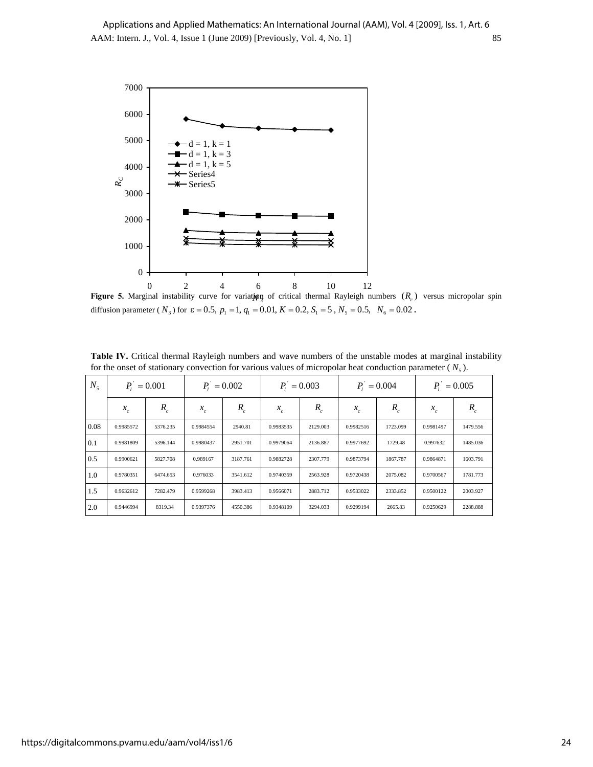**Figure 5.** Marginal instability curve for variation of critical thermal Rayleigh numbers $(R_c)$ versus micropolar spin diffusion parameter ($N_3$) for $\varepsilon = 0.5,\ p_1 = 1,\ q_1 = 0.01,\ K = 0.2,\ S_1 = 5$ , $N_5 = 0.5,\ \ N_6 = 0.02$ **.**

**Table IV.** Critical thermal Rayleigh numbers and wave numbers of the unstable modes at marginal instability for the onset of stationary convection for various values of micropolar heat conduction parameter ($N_5$).

| $N_5$ | $P_l^{'} = 0.001$ | | $P_l^{'} = 0.002$ | | $P_l^{'} = 0.003$ | | $P_l^{'} = 0.004$ | | $P_l^{'} = 0.005$ | |
|---|---|---|---|---|---|---|---|---|---|---|
| | $x_c$ | $R_c$ | $x_c$ | $R_c$ | $x_c$ | $R_c$ | $x_c$ | $R_c$ | $x_c$ | $R_c$ |
| 0.08 | 0.9985572 | 5376.235 | 0.9984554 | 2940.81 | 0.9983535 | 2129.003 | 0.9982516 | 1723.099 | 0.9981497 | 1479.556 |
| 0.1 | 0.9981809 | 5396.144 | 0.9980437 | 2951.701 | 0.9979064 | 2136.887 | 0.9977692 | 1729.48 | 0.997632 | 1485.036 |
| 0.5 | 0.9900621 | 5827.708 | 0.989167 | 3187.761 | 0.9882728 | 2307.779 | 0.9873794 | 1867.787 | 0.9864871 | 1603.791 |
| 1.0 | 0.9780351 | 6474.653 | 0.976033 | 3541.612 | 0.9740359 | 2563.928 | 0.9720438 | 2075.082 | 0.9700567 | 1781.773 |
| 1.5 | 0.9632612 | 7282.479 | 0.9599268 | 3983.413 | 0.9566071 | 2883.712 | 0.9533022 | 2333.852 | 0.9500122 | 2003.927 |
| 2.0 | 0.9446994 | 8319.34 | 0.9397376 | 4550.386 | 0.9348109 | 3294.033 | 0.9299194 | 2665.83 | 0.9250629 | 2288.888 |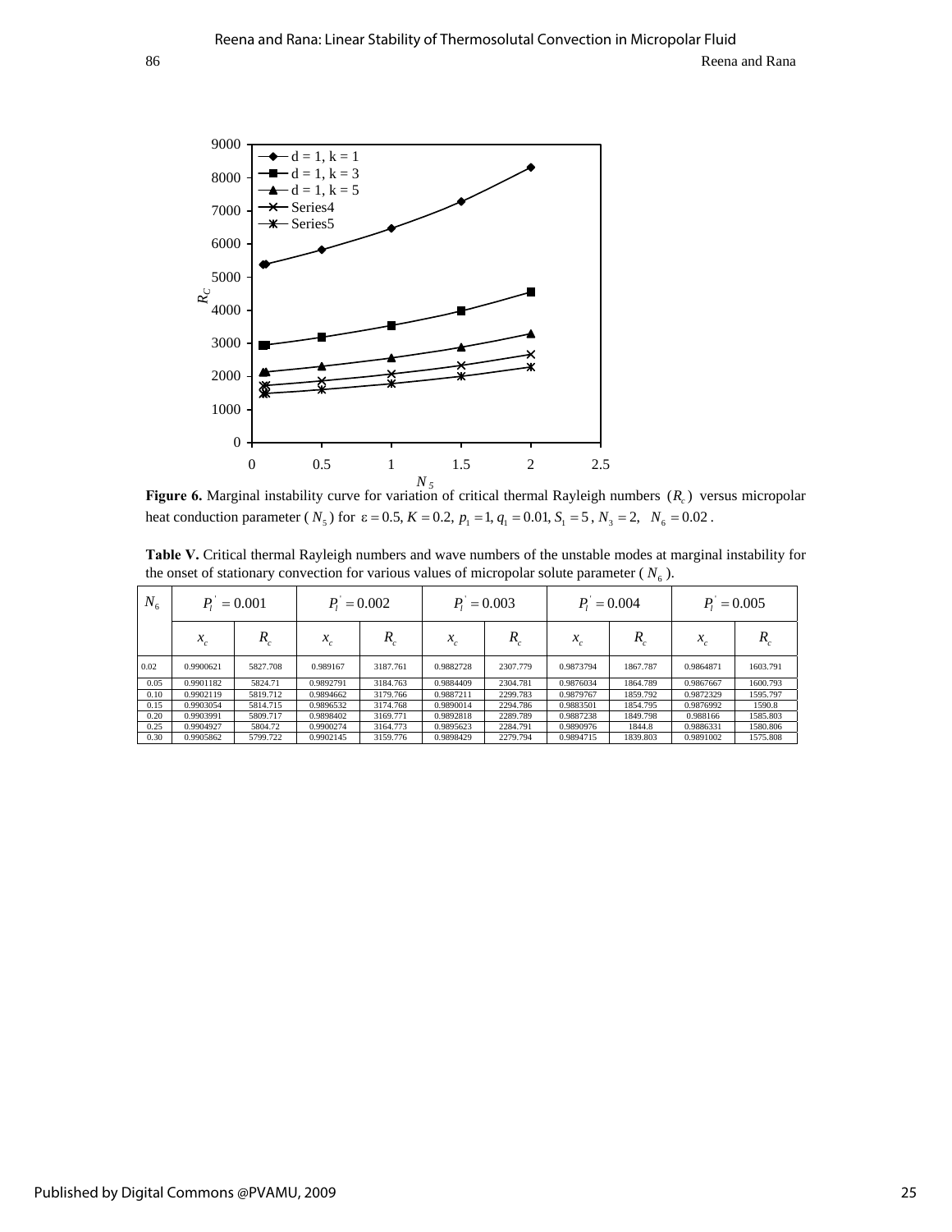**Figure 6.** Marginal instability curve for variation of critical thermal Rayleigh numbers $(R_c)$ versus micropolar heat conduction parameter ($N_5$) for $\varepsilon = 0.5, K = 0.2, p_1 = 1, q_1 = 0.01, S_1 = 5, N_3 = 2, \quad N_6 = 0.02$.

**Table V.** Critical thermal Rayleigh numbers and wave numbers of the unstable modes at marginal instability for the onset of stationary convection for various values of micropolar solute parameter ($N_6$).

| $N_6$ | $P_l^{'} = 0.001$ | | $P_l^{'} = 0.002$ | | $P_l^{'} = 0.003$ | | $P_l^{'} = 0.004$ | | $P_l^{'} = 0.005$ | |
|---|---|---|---|---|---|---|---|---|---|---|
| | $x_c$ | $R_c$ | $x_c$ | $R_c$ | $x_c$ | $R_c$ | $x_c$ | $R_c$ | $x_c$ | $R_c$ |
| 0.02 | 0.9900621 | 5827.708 | 0.989167 | 3187.761 | 0.9882728 | 2307.779 | 0.9873794 | 1867.787 | 0.9864871 | 1603.791 |
| 0.05 | 0.9901182 | 5824.71 | 0.9892791 | 3184.763 | 0.9884409 | 2304.781 | 0.9876034 | 1864.789 | 0.9867667 | 1600.793 |
| 0.10 | 0.9902119 | 5819.712 | 0.9894662 | 3179.766 | 0.9887211 | 2299.783 | 0.9879767 | 1859.792 | 0.9872329 | 1595.797 |
| 0.15 | 0.9903054 | 5814.715 | 0.9896532 | 3174.768 | 0.9890014 | 2294.786 | 0.9883501 | 1854.795 | 0.9876992 | 1590.8 |
| 0.20 | 0.9903991 | 5809.717 | 0.9898402 | 3169.771 | 0.9892818 | 2289.789 | 0.9887238 | 1849.798 | 0.988166 | 1585.803 |
| 0.25 | 0.9904927 | 5804.72 | 0.9900274 | 3164.773 | 0.9895623 | 2284.791 | 0.9890976 | 1844.8 | 0.9886331 | 1580.806 |
| 0.30 | 0.9905862 | 5799.722 | 0.9902145 | 3159.776 | 0.9898429 | 2279.794 | 0.9894715 | 1839.803 | 0.9891002 | 1575.808 |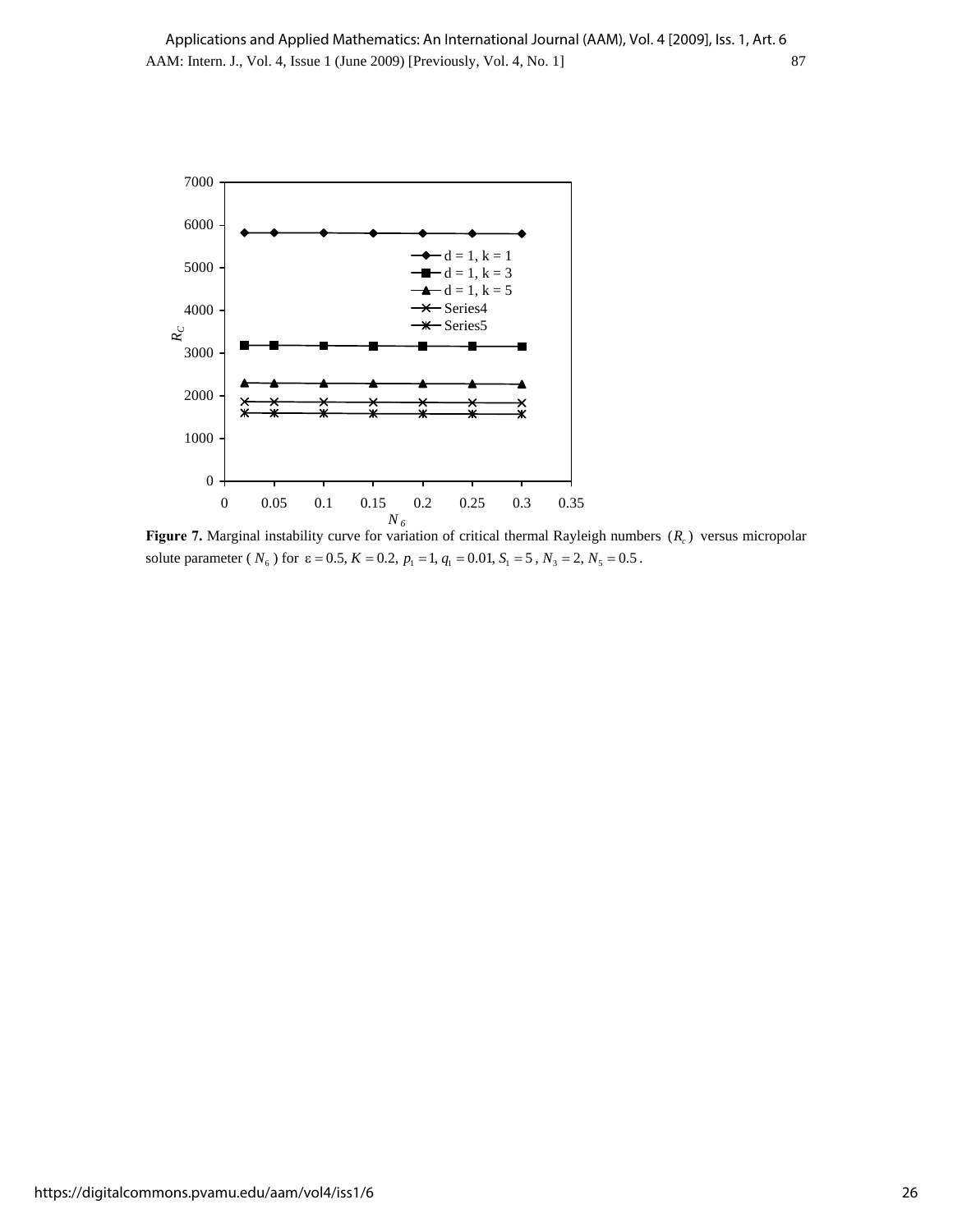7000

6000

5000

4000

3000

2000

1000

0

0 0.05 0.1 0.15 0.2 0.25 0.3 0.35

$R_C$

$N_6$

d = 1, k = 1

d = 1, k = 3

d = 1, k = 5

Series4

Series5

**Figure 7.** Marginal instability curve for variation of critical thermal Rayleigh numbers $(R_c)$ versus micropolar solute parameter ($N_6$) for $\varepsilon = 0.5, K = 0.2, p_1 = 1, q_1 = 0.01, S_1 = 5, N_3 = 2, N_5 = 0.5$.